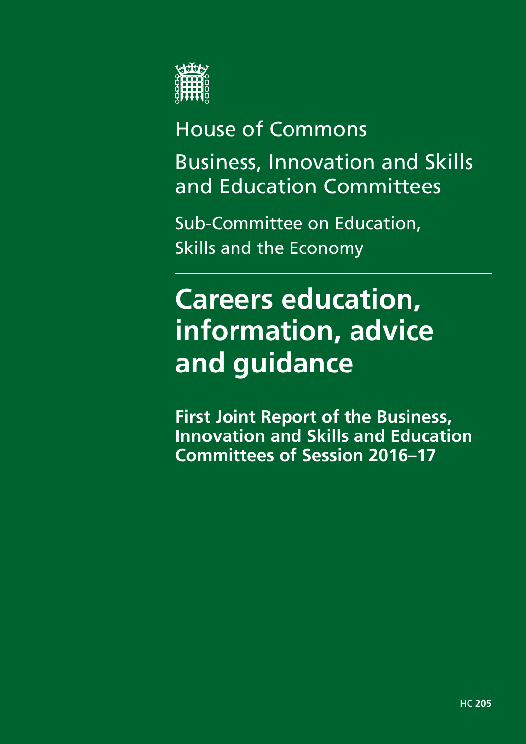House of Commons

Business, Innovation and Skills and Education Committees

Sub-Committee on Education, Skills and the Economy

# Careers education, information, advice and guidance

**First Joint Report of the Business, Innovation and Skills and Education Committees of Session 2016–17**

**HC 205**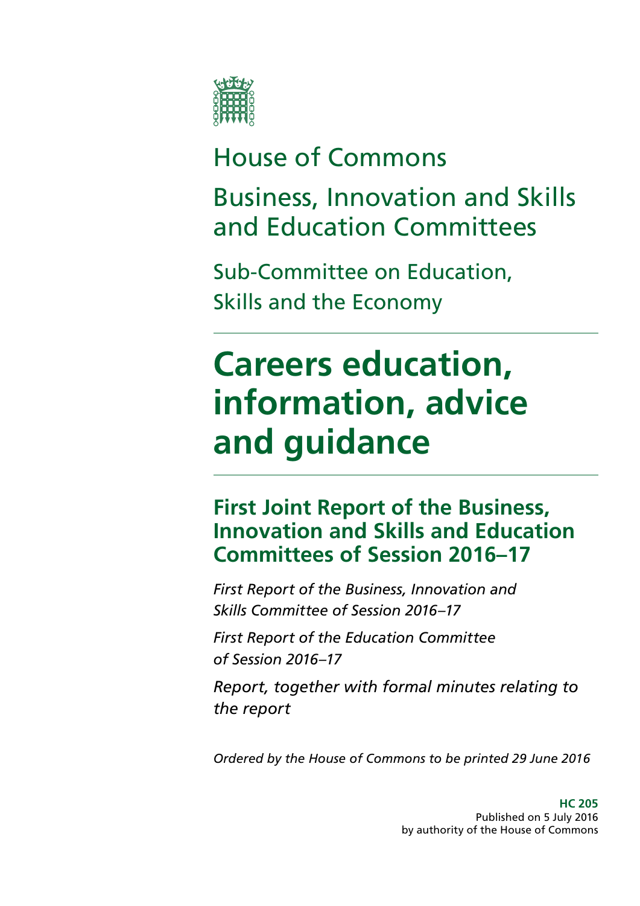# House of Commons

## Business, Innovation and Skills and Education Committees

### Sub-Committee on Education, Skills and the Economy

# Careers education, information, advice and guidance

## First Joint Report of the Business, Innovation and Skills and Education Committees of Session 2016–17

*First Report of the Business, Innovation and Skills Committee of Session 2016–17*

*First Report of the Education Committee of Session 2016–17*

*Report, together with formal minutes relating to the report*

*Ordered by the House of Commons to be printed 29 June 2016*

**HC 205**
Published on 5 July 2016
by authority of the House of Commons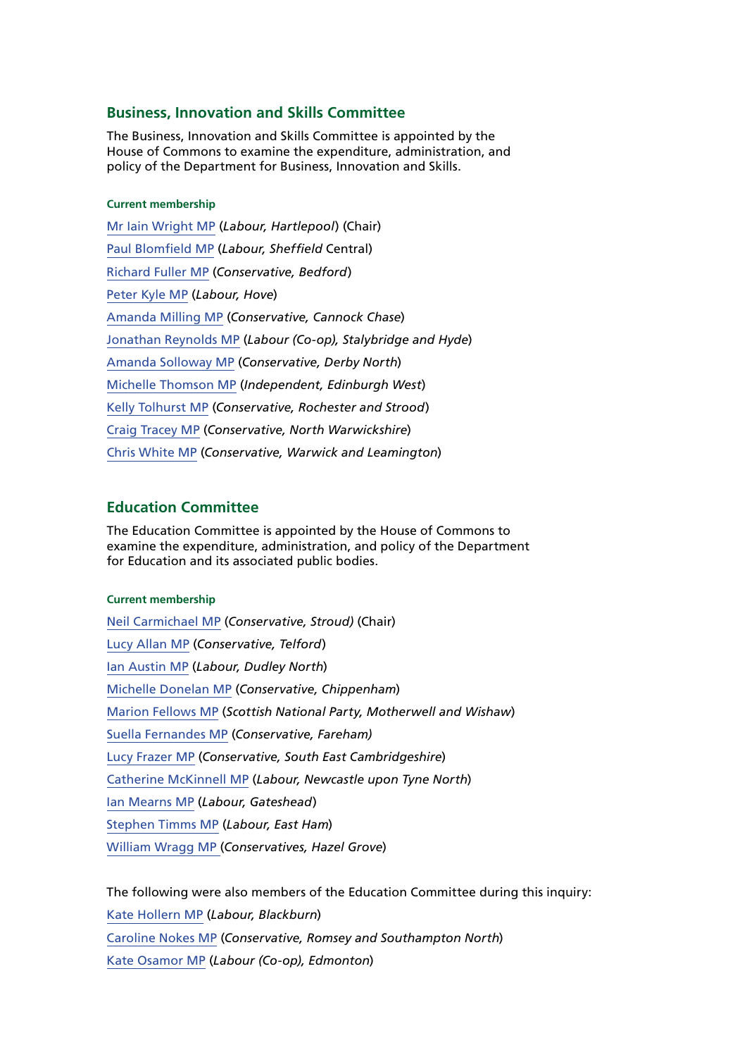## Business, Innovation and Skills Committee

The Business, Innovation and Skills Committee is appointed by the House of Commons to examine the expenditure, administration, and policy of the Department for Business, Innovation and Skills.

#### Current membership

Mr Iain Wright MP (*Labour, Hartlepool*) (Chair)

Paul Blomfield MP (*Labour, Sheffield* Central)

Richard Fuller MP (*Conservative, Bedford*)

Peter Kyle MP (*Labour, Hove*)

Amanda Milling MP (*Conservative, Cannock Chase*)

Jonathan Reynolds MP (*Labour (Co-op), Stalybridge and Hyde*)

Amanda Solloway MP (*Conservative, Derby North*)

Michelle Thomson MP (*Independent, Edinburgh West*)

Kelly Tolhurst MP (*Conservative, Rochester and Strood*)

Craig Tracey MP (*Conservative, North Warwickshire*)

Chris White MP (*Conservative, Warwick and Leamington*)

## Education Committee

The Education Committee is appointed by the House of Commons to examine the expenditure, administration, and policy of the Department for Education and its associated public bodies.

#### Current membership

Neil Carmichael MP (*Conservative, Stroud)* (Chair)

Lucy Allan MP (*Conservative, Telford*)

Ian Austin MP (*Labour, Dudley North*)

Michelle Donelan MP (*Conservative, Chippenham*)

Marion Fellows MP (*Scottish National Party, Motherwell and Wishaw*)

Suella Fernandes MP (*Conservative, Fareham)*

Lucy Frazer MP (*Conservative, South East Cambridgeshire*)

Catherine McKinnell MP (*Labour, Newcastle upon Tyne North*)

Ian Mearns MP (*Labour, Gateshead*)

Stephen Timms MP (*Labour, East Ham*)

William Wragg MP (*Conservatives, Hazel Grove*)

The following were also members of the Education Committee during this inquiry:

Kate Hollern MP (*Labour, Blackburn*)

Caroline Nokes MP (*Conservative, Romsey and Southampton North*)

Kate Osamor MP (*Labour (Co-op), Edmonton*)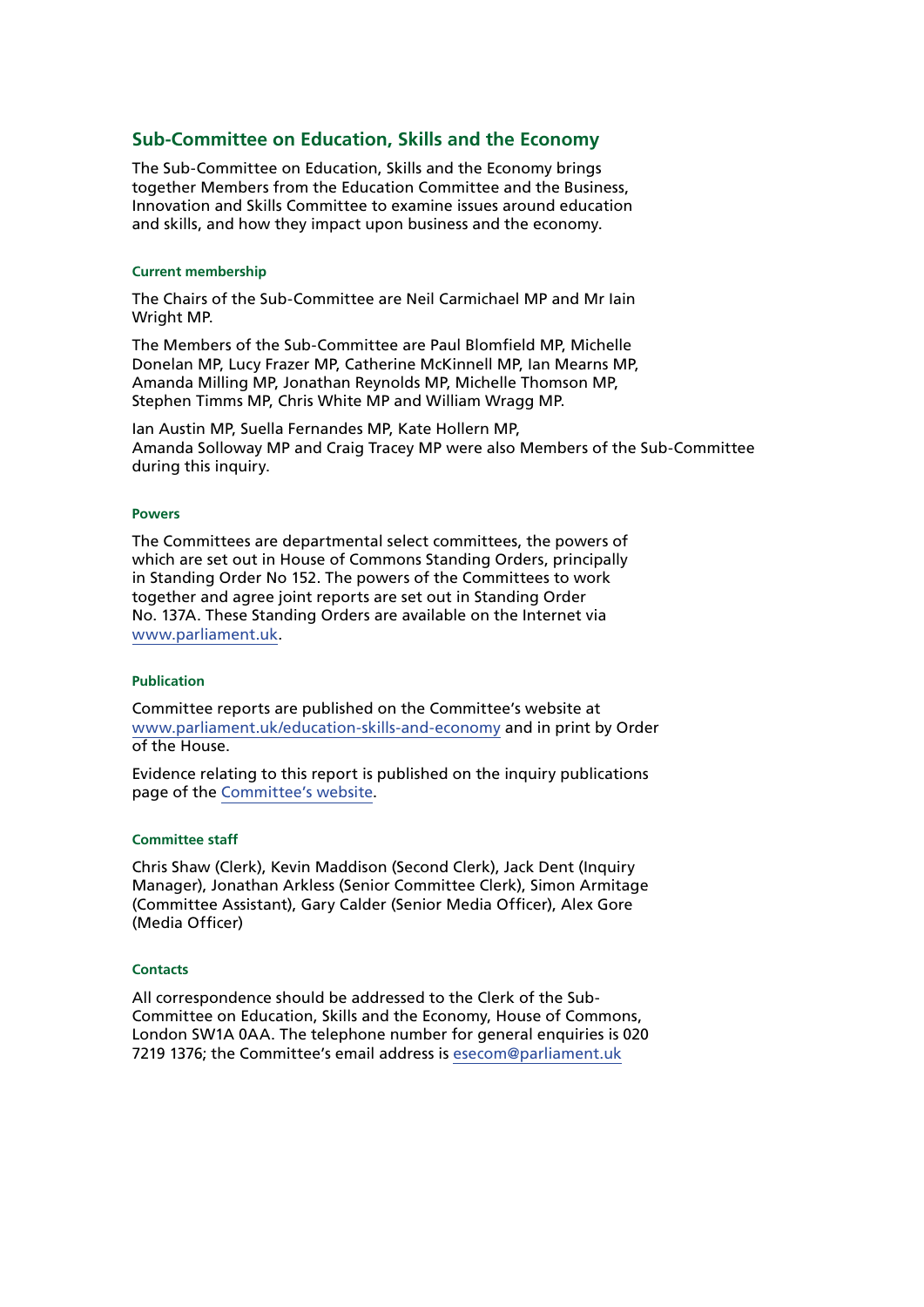## Sub-Committee on Education, Skills and the Economy

The Sub-Committee on Education, Skills and the Economy brings together Members from the Education Committee and the Business, Innovation and Skills Committee to examine issues around education and skills, and how they impact upon business and the economy.

#### Current membership

The Chairs of the Sub-Committee are Neil Carmichael MP and Mr Iain Wright MP.

The Members of the Sub-Committee are Paul Blomfield MP, Michelle Donelan MP, Lucy Frazer MP, Catherine McKinnell MP, Ian Mearns MP, Amanda Milling MP, Jonathan Reynolds MP, Michelle Thomson MP, Stephen Timms MP, Chris White MP and William Wragg MP.

Ian Austin MP, Suella Fernandes MP, Kate Hollern MP, Amanda Solloway MP and Craig Tracey MP were also Members of the Sub-Committee during this inquiry.

#### Powers

The Committees are departmental select committees, the powers of which are set out in House of Commons Standing Orders, principally in Standing Order No 152. The powers of the Committees to work together and agree joint reports are set out in Standing Order No. 137A. These Standing Orders are available on the Internet via www.parliament.uk.

#### Publication

Committee reports are published on the Committee's website at www.parliament.uk/education-skills-and-economy and in print by Order of the House.

Evidence relating to this report is published on the inquiry publications page of the Committee's website.

#### Committee staff

Chris Shaw (Clerk), Kevin Maddison (Second Clerk), Jack Dent (Inquiry Manager), Jonathan Arkless (Senior Committee Clerk), Simon Armitage (Committee Assistant), Gary Calder (Senior Media Officer), Alex Gore (Media Officer)

#### Contacts

All correspondence should be addressed to the Clerk of the Sub-Committee on Education, Skills and the Economy, House of Commons, London SW1A 0AA. The telephone number for general enquiries is 020 7219 1376; the Committee's email address is esecom@parliament.uk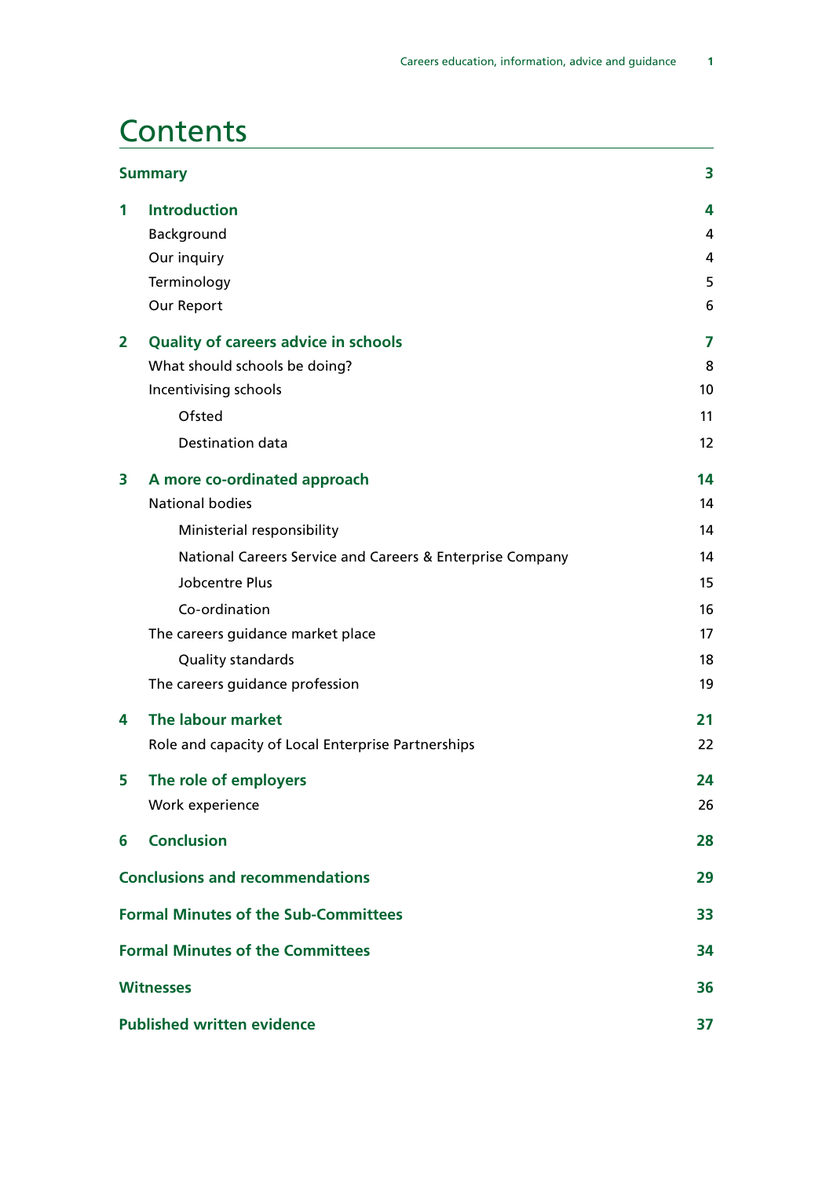# Contents

| | | |
|---|---|---|
| **Summary** | | **3** |
| **1** | **Introduction** | **4** |
| | Background | 4 |
| | Our inquiry | 4 |
| | Terminology | 5 |
| | Our Report | 6 |
| **2** | **Quality of careers advice in schools** | **7** |
| | What should schools be doing? | 8 |
| | Incentivising schools | 10 |
| | Ofsted | 11 |
| | Destination data | 12 |
| **3** | **A more co-ordinated approach** | **14** |
| | National bodies | 14 |
| | Ministerial responsibility | 14 |
| | National Careers Service and Careers & Enterprise Company | 14 |
| | Jobcentre Plus | 15 |
| | Co-ordination | 16 |
| | The careers guidance market place | 17 |
| | Quality standards | 18 |
| | The careers guidance profession | 19 |
| **4** | **The labour market** | **21** |
| | Role and capacity of Local Enterprise Partnerships | 22 |
| **5** | **The role of employers** | **24** |
| | Work experience | 26 |
| **6** | **Conclusion** | **28** |
| **Conclusions and recommendations** | | **29** |
| **Formal Minutes of the Sub-Committees** | | **33** |
| **Formal Minutes of the Committees** | | **34** |
| **Witnesses** | | **36** |
| **Published written evidence** | | **37** |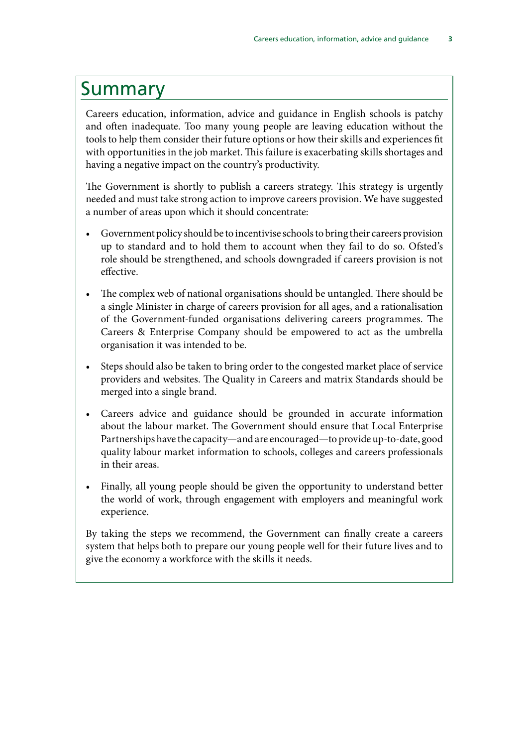# Summary

Careers education, information, advice and guidance in English schools is patchy and often inadequate. Too many young people are leaving education without the tools to help them consider their future options or how their skills and experiences fit with opportunities in the job market. This failure is exacerbating skills shortages and having a negative impact on the country's productivity.

The Government is shortly to publish a careers strategy. This strategy is urgently needed and must take strong action to improve careers provision. We have suggested a number of areas upon which it should concentrate:

- Government policy should be to incentivise schools to bring their careers provision up to standard and to hold them to account when they fail to do so. Ofsted's role should be strengthened, and schools downgraded if careers provision is not effective.

- The complex web of national organisations should be untangled. There should be a single Minister in charge of careers provision for all ages, and a rationalisation of the Government-funded organisations delivering careers programmes. The Careers & Enterprise Company should be empowered to act as the umbrella organisation it was intended to be.

- Steps should also be taken to bring order to the congested market place of service providers and websites. The Quality in Careers and matrix Standards should be merged into a single brand.

- Careers advice and guidance should be grounded in accurate information about the labour market. The Government should ensure that Local Enterprise Partnerships have the capacity—and are encouraged—to provide up-to-date, good quality labour market information to schools, colleges and careers professionals in their areas.

- Finally, all young people should be given the opportunity to understand better the world of work, through engagement with employers and meaningful work experience.

By taking the steps we recommend, the Government can finally create a careers system that helps both to prepare our young people well for their future lives and to give the economy a workforce with the skills it needs.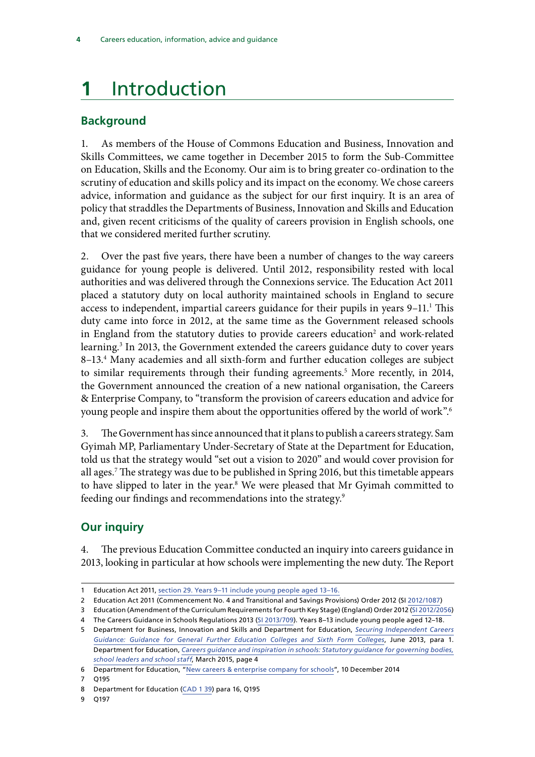# 1 Introduction

## Background

1. As members of the House of Commons Education and Business, Innovation and Skills Committees, we came together in December 2015 to form the Sub-Committee on Education, Skills and the Economy. Our aim is to bring greater co-ordination to the scrutiny of education and skills policy and its impact on the economy. We chose careers advice, information and guidance as the subject for our first inquiry. It is an area of policy that straddles the Departments of Business, Innovation and Skills and Education and, given recent criticisms of the quality of careers provision in English schools, one that we considered merited further scrutiny.

2. Over the past five years, there have been a number of changes to the way careers guidance for young people is delivered. Until 2012, responsibility rested with local authorities and was delivered through the Connexions service. The Education Act 2011 placed a statutory duty on local authority maintained schools in England to secure access to independent, impartial careers guidance for their pupils in years 9–11.[1] This duty came into force in 2012, at the same time as the Government released schools in England from the statutory duties to provide careers education[2] and work-related learning.[3] In 2013, the Government extended the careers guidance duty to cover years 8–13.[4] Many academies and all sixth-form and further education colleges are subject to similar requirements through their funding agreements.[5] More recently, in 2014, the Government announced the creation of a new national organisation, the Careers & Enterprise Company, to "transform the provision of careers education and advice for young people and inspire them about the opportunities offered by the world of work".[6]

3. The Government has since announced that it plans to publish a careers strategy. Sam Gyimah MP, Parliamentary Under-Secretary of State at the Department for Education, told us that the strategy would "set out a vision to 2020" and would cover provision for all ages.[7] The strategy was due to be published in Spring 2016, but this timetable appears to have slipped to later in the year.[8] We were pleased that Mr Gyimah committed to feeding our findings and recommendations into the strategy.[9]

## Our inquiry

4. The previous Education Committee conducted an inquiry into careers guidance in 2013, looking in particular at how schools were implementing the new duty. The Report

---

1 Education Act 2011, section 29. Years 9–11 include young people aged 13–16.

2 Education Act 2011 (Commencement No. 4 and Transitional and Savings Provisions) Order 2012 (SI 2012/1087)

3 Education (Amendment of the Curriculum Requirements for Fourth Key Stage) (England) Order 2012 (SI 2012/2056)

4 The Careers Guidance in Schools Regulations 2013 (SI 2013/709). Years 8–13 include young people aged 12–18.

5 Department for Business, Innovation and Skills and Department for Education, *Securing Independent Careers Guidance: Guidance for General Further Education Colleges and Sixth Form Colleges*, June 2013, para 1. Department for Education, *Careers guidance and inspiration in schools: Statutory guidance for governing bodies, school leaders and school staff*, March 2015, page 4

6 Department for Education, "New careers & enterprise company for schools", 10 December 2014

7 Q195

8 Department for Education (CAD 1 39) para 16, Q195

9 Q197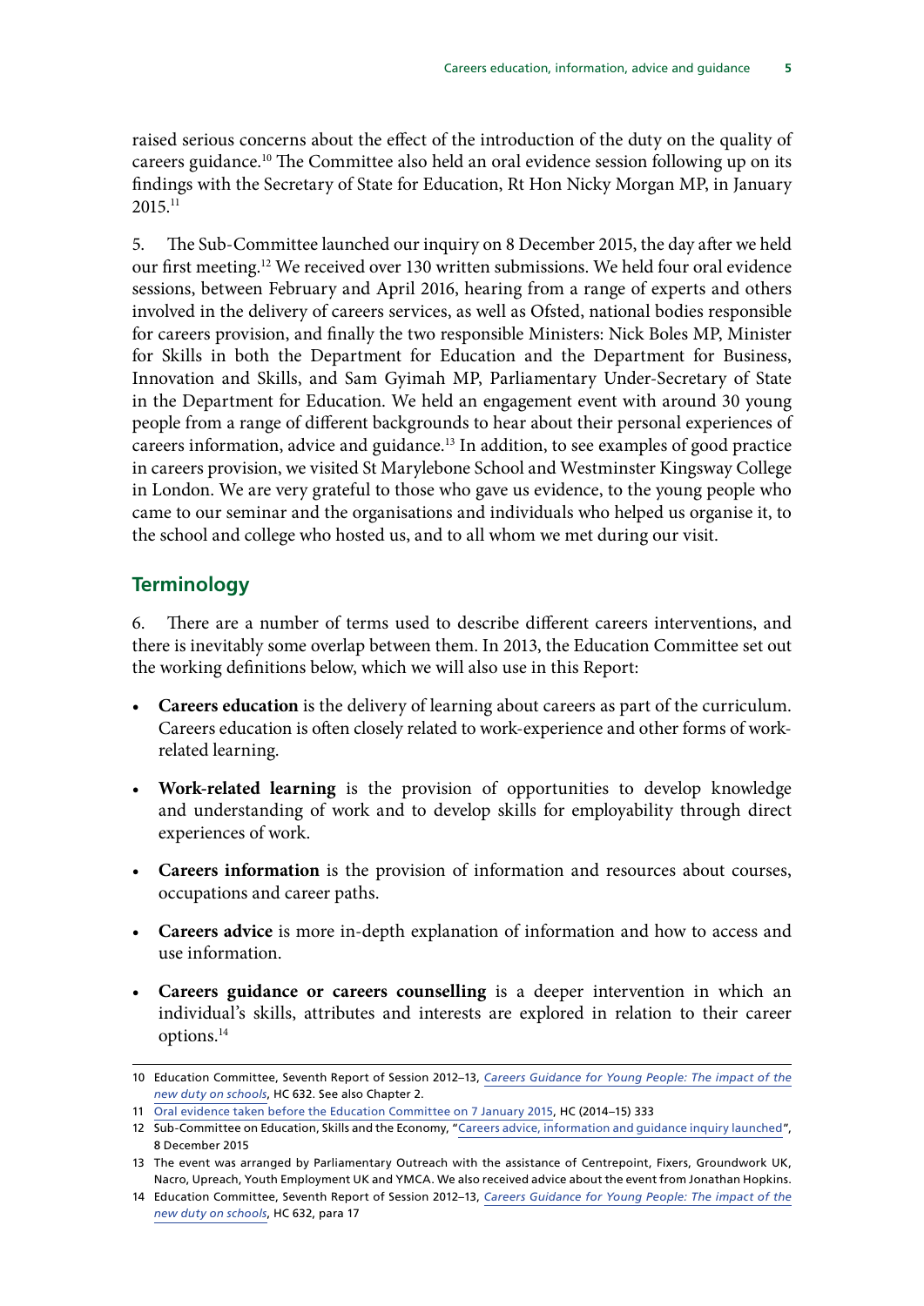raised serious concerns about the effect of the introduction of the duty on the quality of careers guidance.[10] The Committee also held an oral evidence session following up on its findings with the Secretary of State for Education, Rt Hon Nicky Morgan MP, in January 2015.[11]

5. The Sub-Committee launched our inquiry on 8 December 2015, the day after we held our first meeting.[12] We received over 130 written submissions. We held four oral evidence sessions, between February and April 2016, hearing from a range of experts and others involved in the delivery of careers services, as well as Ofsted, national bodies responsible for careers provision, and finally the two responsible Ministers: Nick Boles MP, Minister for Skills in both the Department for Education and the Department for Business, Innovation and Skills, and Sam Gyimah MP, Parliamentary Under-Secretary of State in the Department for Education. We held an engagement event with around 30 young people from a range of different backgrounds to hear about their personal experiences of careers information, advice and guidance.[13] In addition, to see examples of good practice in careers provision, we visited St Marylebone School and Westminster Kingsway College in London. We are very grateful to those who gave us evidence, to the young people who came to our seminar and the organisations and individuals who helped us organise it, to the school and college who hosted us, and to all whom we met during our visit.

## Terminology

6. There are a number of terms used to describe different careers interventions, and there is inevitably some overlap between them. In 2013, the Education Committee set out the working definitions below, which we will also use in this Report:

- **Careers education** is the delivery of learning about careers as part of the curriculum. Careers education is often closely related to work-experience and other forms of work-related learning.
- **Work-related learning** is the provision of opportunities to develop knowledge and understanding of work and to develop skills for employability through direct experiences of work.
- **Careers information** is the provision of information and resources about courses, occupations and career paths.
- **Careers advice** is more in-depth explanation of information and how to access and use information.
- **Careers guidance or careers counselling** is a deeper intervention in which an individual's skills, attributes and interests are explored in relation to their career options.[14]

---

10 Education Committee, Seventh Report of Session 2012–13, *Careers Guidance for Young People: The impact of the new duty on schools*, HC 632. See also Chapter 2.

11 Oral evidence taken before the Education Committee on 7 January 2015, HC (2014–15) 333

12 Sub-Committee on Education, Skills and the Economy, "Careers advice, information and guidance inquiry launched", 8 December 2015

13 The event was arranged by Parliamentary Outreach with the assistance of Centrepoint, Fixers, Groundwork UK, Nacro, Upreach, Youth Employment UK and YMCA. We also received advice about the event from Jonathan Hopkins.

14 Education Committee, Seventh Report of Session 2012–13, *Careers Guidance for Young People: The impact of the new duty on schools*, HC 632, para 17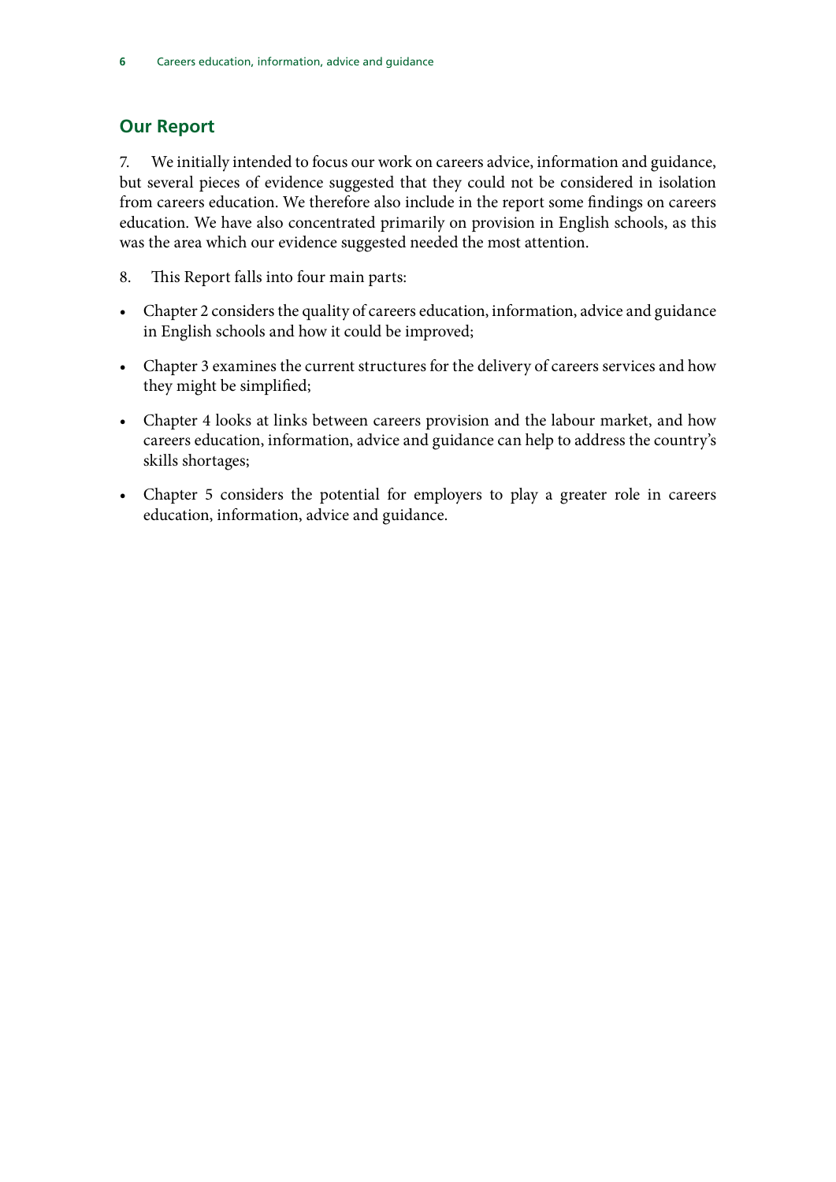## Our Report

7. We initially intended to focus our work on careers advice, information and guidance, but several pieces of evidence suggested that they could not be considered in isolation from careers education. We therefore also include in the report some findings on careers education. We have also concentrated primarily on provision in English schools, as this was the area which our evidence suggested needed the most attention.

8. This Report falls into four main parts:

- Chapter 2 considers the quality of careers education, information, advice and guidance in English schools and how it could be improved;
- Chapter 3 examines the current structures for the delivery of careers services and how they might be simplified;
- Chapter 4 looks at links between careers provision and the labour market, and how careers education, information, advice and guidance can help to address the country's skills shortages;
- Chapter 5 considers the potential for employers to play a greater role in careers education, information, advice and guidance.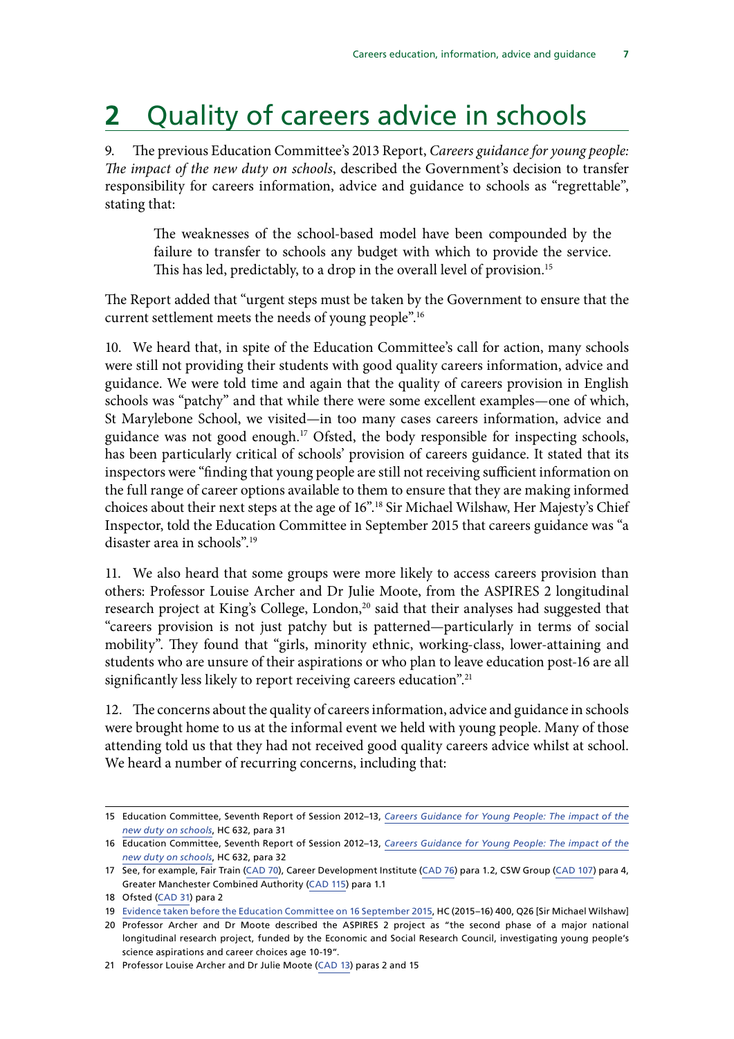# 2 Quality of careers advice in schools

9. The previous Education Committee's 2013 Report, *Careers guidance for young people: The impact of the new duty on schools*, described the Government's decision to transfer responsibility for careers information, advice and guidance to schools as "regrettable", stating that:

> The weaknesses of the school-based model have been compounded by the failure to transfer to schools any budget with which to provide the service. This has led, predictably, to a drop in the overall level of provision.[15]

The Report added that "urgent steps must be taken by the Government to ensure that the current settlement meets the needs of young people".[16]

10. We heard that, in spite of the Education Committee's call for action, many schools were still not providing their students with good quality careers information, advice and guidance. We were told time and again that the quality of careers provision in English schools was "patchy" and that while there were some excellent examples—one of which, St Marylebone School, we visited—in too many cases careers information, advice and guidance was not good enough.[17] Ofsted, the body responsible for inspecting schools, has been particularly critical of schools' provision of careers guidance. It stated that its inspectors were "finding that young people are still not receiving sufficient information on the full range of career options available to them to ensure that they are making informed choices about their next steps at the age of 16".[18] Sir Michael Wilshaw, Her Majesty's Chief Inspector, told the Education Committee in September 2015 that careers guidance was "a disaster area in schools".[19]

11. We also heard that some groups were more likely to access careers provision than others: Professor Louise Archer and Dr Julie Moote, from the ASPIRES 2 longitudinal research project at King's College, London,[20] said that their analyses had suggested that "careers provision is not just patchy but is patterned—particularly in terms of social mobility". They found that "girls, minority ethnic, working-class, lower-attaining and students who are unsure of their aspirations or who plan to leave education post-16 are all significantly less likely to report receiving careers education".[21]

12. The concerns about the quality of careers information, advice and guidance in schools were brought home to us at the informal event we held with young people. Many of those attending told us that they had not received good quality careers advice whilst at school. We heard a number of recurring concerns, including that:

---

15 Education Committee, Seventh Report of Session 2012–13, *Careers Guidance for Young People: The impact of the new duty on schools*, HC 632, para 31

16 Education Committee, Seventh Report of Session 2012–13, *Careers Guidance for Young People: The impact of the new duty on schools*, HC 632, para 32

17 See, for example, Fair Train (CAD 70), Career Development Institute (CAD 76) para 1.2, CSW Group (CAD 107) para 4, Greater Manchester Combined Authority (CAD 115) para 1.1

18 Ofsted (CAD 31) para 2

19 Evidence before the Education Committee on 16 September 2015, HC (2015–16) 400, Q26 [Sir Michael Wilshaw]

20 Professor Archer and Dr Moote described the ASPIRES 2 project as "the second phase of a major national longitudinal research project, funded by the Economic and Social Research Council, investigating young people's science aspirations and career choices age 10-19".

21 Professor Louise Archer and Dr Julie Moote (CAD 13) paras 2 and 15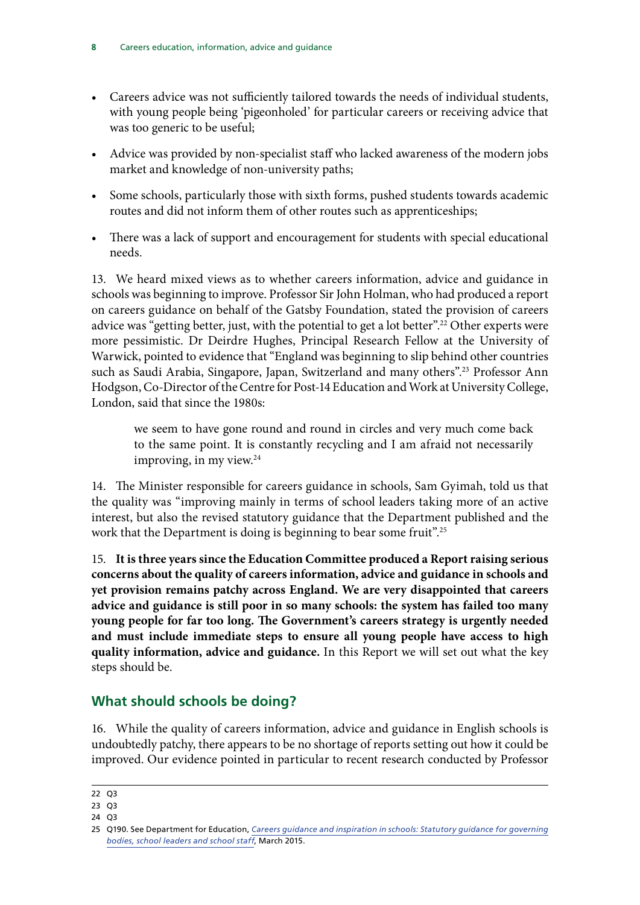- Careers advice was not sufficiently tailored towards the needs of individual students, with young people being 'pigeonholed' for particular careers or receiving advice that was too generic to be useful;
- Advice was provided by non-specialist staff who lacked awareness of the modern jobs market and knowledge of non-university paths;
- Some schools, particularly those with sixth forms, pushed students towards academic routes and did not inform them of other routes such as apprenticeships;
- There was a lack of support and encouragement for students with special educational needs.

13. We heard mixed views as to whether careers information, advice and guidance in schools was beginning to improve. Professor Sir John Holman, who had produced a report on careers guidance on behalf of the Gatsby Foundation, stated the provision of careers advice was "getting better, just, with the potential to get a lot better".[22] Other experts were more pessimistic. Dr Deirdre Hughes, Principal Research Fellow at the University of Warwick, pointed to evidence that "England was beginning to slip behind other countries such as Saudi Arabia, Singapore, Japan, Switzerland and many others".[23] Professor Ann Hodgson, Co-Director of the Centre for Post-14 Education and Work at University College, London, said that since the 1980s:

> we seem to have gone round and round in circles and very much come back to the same point. It is constantly recycling and I am afraid not necessarily improving, in my view.[24]

14. The Minister responsible for careers guidance in schools, Sam Gyimah, told us that the quality was "improving mainly in terms of school leaders taking more of an active interest, but also the revised statutory guidance that the Department published and the work that the Department is doing is beginning to bear some fruit".[25]

15. **It is three years since the Education Committee produced a Report raising serious concerns about the quality of careers information, advice and guidance in schools and yet provision remains patchy across England. We are very disappointed that careers advice and guidance is still poor in so many schools: the system has failed too many young people for far too long. The Government's careers strategy is urgently needed and must include immediate steps to ensure all young people have access to high quality information, advice and guidance.** In this Report we will set out what the key steps should be.

## What should schools be doing?

16. While the quality of careers information, advice and guidance in English schools is undoubtedly patchy, there appears to be no shortage of reports setting out how it could be improved. Our evidence pointed in particular to recent research conducted by Professor

---

22 Q3

23 Q3

24 Q3

25 Q190. See Department for Education, *Careers guidance and inspiration in schools: Statutory guidance for governing bodies, school leaders and school staff*, March 2015.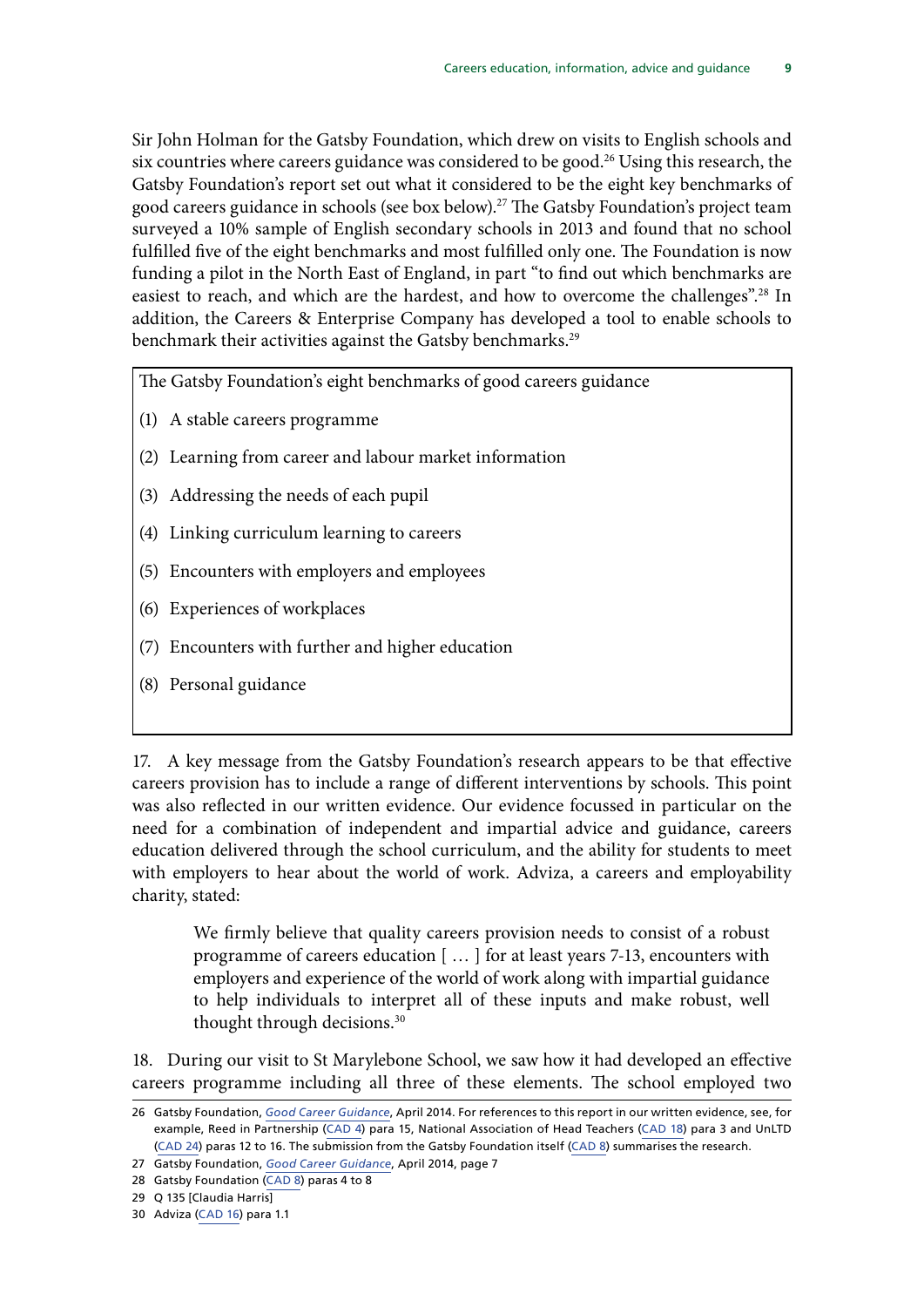Sir John Holman for the Gatsby Foundation, which drew on visits to English schools and six countries where careers guidance was considered to be good.[26] Using this research, the Gatsby Foundation's report set out what it considered to be the eight key benchmarks of good careers guidance in schools (see box below).[27] The Gatsby Foundation's project team surveyed a 10% sample of English secondary schools in 2013 and found that no school fulfilled five of the eight benchmarks and most fulfilled only one. The Foundation is now funding a pilot in the North East of England, in part "to find out which benchmarks are easiest to reach, and which are the hardest, and how to overcome the challenges".[28] In addition, the Careers & Enterprise Company has developed a tool to enable schools to benchmark their activities against the Gatsby benchmarks.[29]

> The Gatsby Foundation's eight benchmarks of good careers guidance
>
> (1) A stable careers programme
>
> (2) Learning from career and labour market information
>
> (3) Addressing the needs of each pupil
>
> (4) Linking curriculum learning to careers
>
> (5) Encounters with employers and employees
>
> (6) Experiences of workplaces
>
> (7) Encounters with further and higher education
>
> (8) Personal guidance

17. A key message from the Gatsby Foundation's research appears to be that effective careers provision has to include a range of different interventions by schools. This point was also reflected in our written evidence. Our evidence focussed in particular on the need for a combination of independent and impartial advice and guidance, careers education delivered through the school curriculum, and the ability for students to meet with employers to hear about the world of work. Adviza, a careers and employability charity, stated:

> We firmly believe that quality careers provision needs to consist of a robust programme of careers education [ … ] for at least years 7-13, encounters with employers and experience of the world of work along with impartial guidance to help individuals to interpret all of these inputs and make robust, well thought through decisions.[30]

18. During our visit to St Marylebone School, we saw how it had developed an effective careers programme including all three of these elements. The school employed two

---

26 Gatsby Foundation, *Good Career Guidance*, April 2014. For references to this report in our written evidence, see, for example, Reed in Partnership (CAD 4) para 15, National Association of Head Teachers (CAD 18) para 3 and UnLTD (CAD 24) paras 12 to 16. The submission from the Gatsby Foundation itself (CAD 8) summarises the research.

27 Gatsby Foundation, *Good Career Guidance*, April 2014, page 7

28 Gatsby Foundation (CAD 8) paras 4 to 8

29 Q 135 [Claudia Harris]

30 Adviza (CAD 16) para 1.1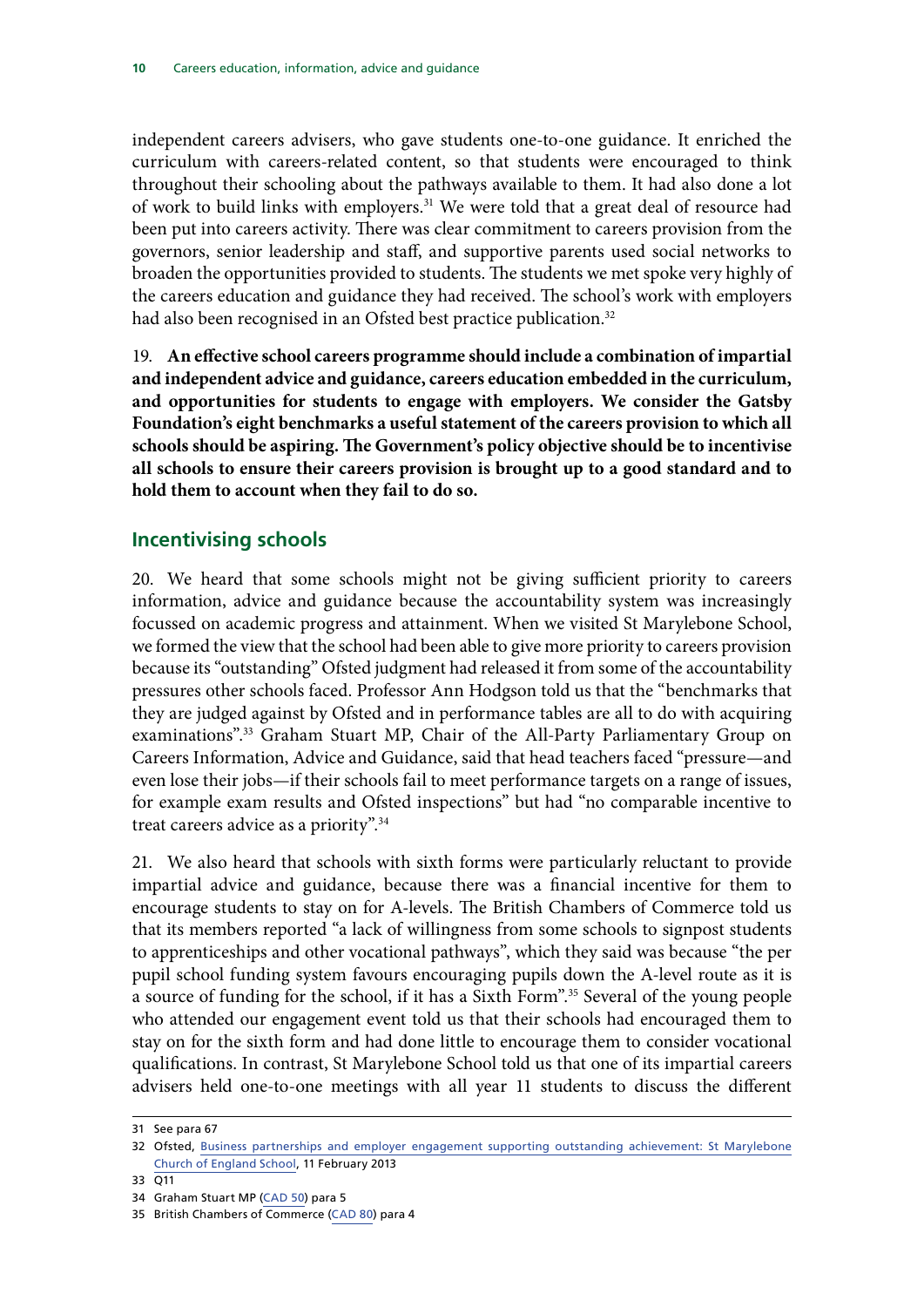independent careers advisers, who gave students one-to-one guidance. It enriched the curriculum with careers-related content, so that students were encouraged to think throughout their schooling about the pathways available to them. It had also done a lot of work to build links with employers.[31] We were told that a great deal of resource had been put into careers activity. There was clear commitment to careers provision from the governors, senior leadership and staff, and supportive parents used social networks to broaden the opportunities provided to students. The students we met spoke very highly of the careers education and guidance they had received. The school's work with employers had also been recognised in an Ofsted best practice publication.[32]

19. **An effective school careers programme should include a combination of impartial and independent advice and guidance, careers education embedded in the curriculum, and opportunities for students to engage with employers. We consider the Gatsby Foundation's eight benchmarks a useful statement of the careers provision to which all schools should be aspiring. The Government's policy objective should be to incentivise all schools to ensure their careers provision is brought up to a good standard and to hold them to account when they fail to do so.**

## Incentivising schools

20. We heard that some schools might not be giving sufficient priority to careers information, advice and guidance because the accountability system was increasingly focussed on academic progress and attainment. When we visited St Marylebone School, we formed the view that the school had been able to give more priority to careers provision because its "outstanding" Ofsted judgment had released it from some of the accountability pressures other schools faced. Professor Ann Hodgson told us that the "benchmarks that they are judged against by Ofsted and in performance tables are all to do with acquiring examinations".[33] Graham Stuart MP, Chair of the All-Party Parliamentary Group on Careers Information, Advice and Guidance, said that head teachers faced "pressure—and even lose their jobs—if their schools fail to meet performance targets on a range of issues, for example exam results and Ofsted inspections" but had "no comparable incentive to treat careers advice as a priority".[34]

21. We also heard that schools with sixth forms were particularly reluctant to provide impartial advice and guidance, because there was a financial incentive for them to encourage students to stay on for A-levels. The British Chambers of Commerce told us that its members reported "a lack of willingness from some schools to signpost students to apprenticeships and other vocational pathways", which they said was because "the per pupil school funding system favours encouraging pupils down the A-level route as it is a source of funding for the school, if it has a Sixth Form".[35] Several of the young people who attended our engagement event told us that their schools had encouraged them to stay on for the sixth form and had done little to encourage them to consider vocational qualifications. In contrast, St Marylebone School told us that one of its impartial careers advisers held one-to-one meetings with all year 11 students to discuss the different

31 See para 67

32 Ofsted, Business partnerships and employer engagement supporting outstanding achievement: St Marylebone Church of England School, 11 February 2013

33 Q11

34 Graham Stuart MP (CAD 50) para 5

35 British Chambers of Commerce (CAD 80) para 4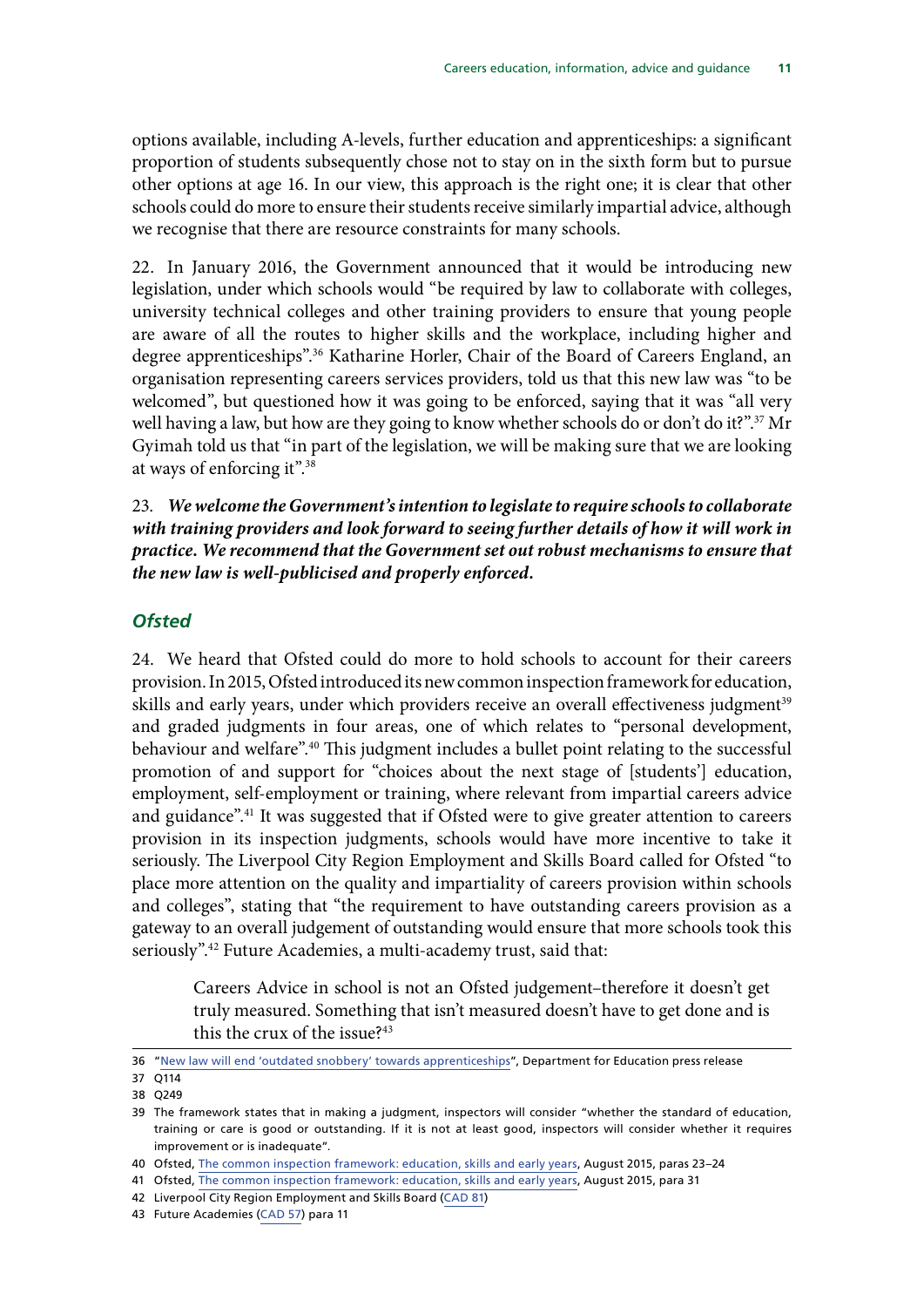options available, including A-levels, further education and apprenticeships: a significant proportion of students subsequently chose not to stay on in the sixth form but to pursue other options at age 16. In our view, this approach is the right one; it is clear that other schools could do more to ensure their students receive similarly impartial advice, although we recognise that there are resource constraints for many schools.

22. In January 2016, the Government announced that it would be introducing new legislation, under which schools would "be required by law to collaborate with colleges, university technical colleges and other training providers to ensure that young people are aware of all the routes to higher skills and the workplace, including higher and degree apprenticeships".[36] Katharine Horler, Chair of the Board of Careers England, an organisation representing careers services providers, told us that this new law was "to be welcomed", but questioned how it was going to be enforced, saying that it was "all very well having a law, but how are they going to know whether schools do or don't do it?".[37] Mr Gyimah told us that "in part of the legislation, we will be making sure that we are looking at ways of enforcing it".[38]

23. ***We welcome the Government's intention to legislate to require schools to collaborate with training providers and look forward to seeing further details of how it will work in practice. We recommend that the Government set out robust mechanisms to ensure that the new law is well-publicised and properly enforced.***

### *Ofsted*

24. We heard that Ofsted could do more to hold schools to account for their careers provision. In 2015, Ofsted introduced its new common inspection framework for education, skills and early years, under which providers receive an overall effectiveness judgment[39] and graded judgments in four areas, one of which relates to "personal development, behaviour and welfare".[40] This judgment includes a bullet point relating to the successful promotion of and support for "choices about the next stage of [students'] education, employment, self-employment or training, where relevant from impartial careers advice and guidance".[41] It was suggested that if Ofsted were to give greater attention to careers provision in its inspection judgments, schools would have more incentive to take it seriously. The Liverpool City Region Employment and Skills Board called for Ofsted "to place more attention on the quality and impartiality of careers provision within schools and colleges", stating that "the requirement to have outstanding careers provision as a gateway to an overall judgement of outstanding would ensure that more schools took this seriously".[42] Future Academies, a multi-academy trust, said that:

> Careers Advice in school is not an Ofsted judgement–therefore it doesn't get truly measured. Something that isn't measured doesn't have to get done and is this the crux of the issue?[43]

---

36 "New law will end 'outdated snobbery' towards apprenticeships", Department for Education press release

37 Q114

38 Q249

39 The framework states that in making a judgment, inspectors will consider "whether the standard of education, training or care is good or outstanding. If it is not at least good, inspectors will consider whether it requires improvement or is inadequate".

40 Ofsted, The common inspection framework: education, skills and early years, August 2015, paras 23–24

41 Ofsted, The common inspection framework: education, skills and early years, August 2015, para 31

42 Liverpool City Region Employment and Skills Board (CAD 81)

43 Future Academies (CAD 57) para 11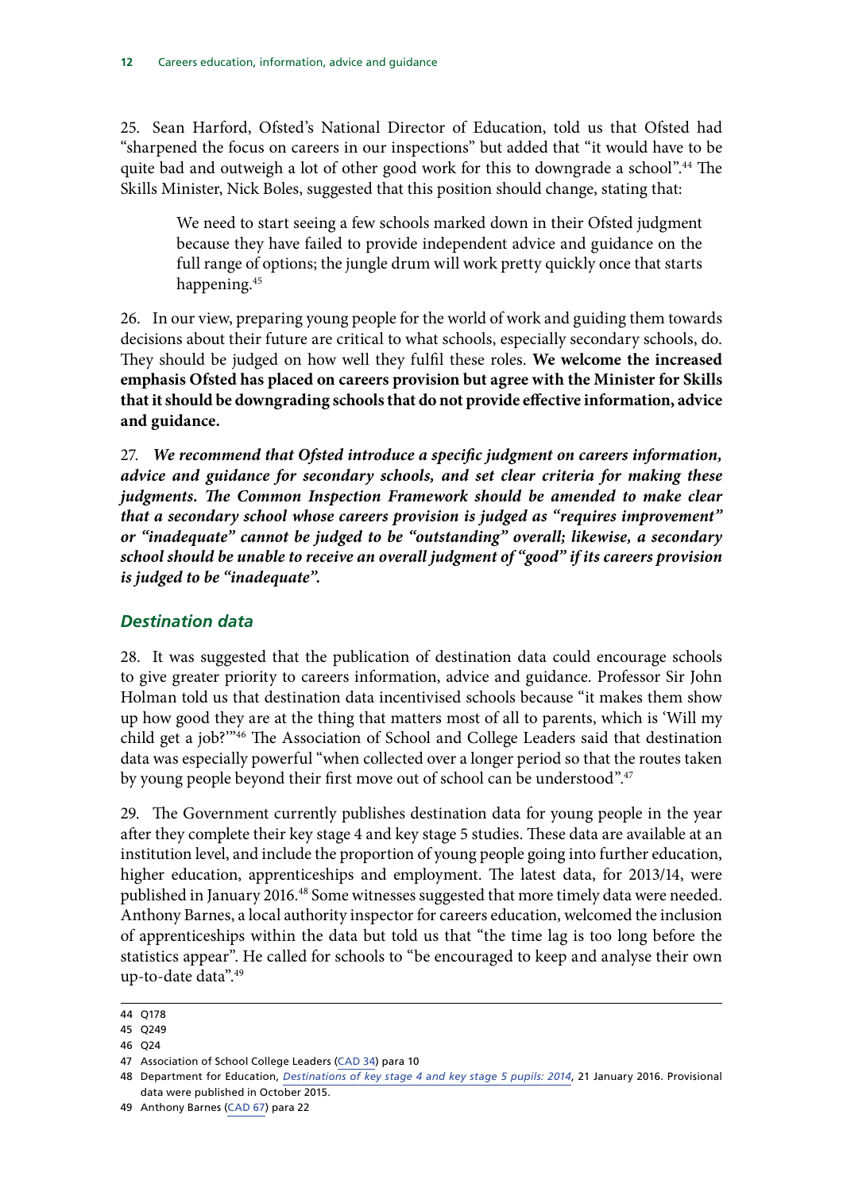25. Sean Harford, Ofsted's National Director of Education, told us that Ofsted had "sharpened the focus on careers in our inspections" but added that "it would have to be quite bad and outweigh a lot of other good work for this to downgrade a school".[44] The Skills Minister, Nick Boles, suggested that this position should change, stating that:

> We need to start seeing a few schools marked down in their Ofsted judgment because they have failed to provide independent advice and guidance on the full range of options; the jungle drum will work pretty quickly once that starts happening.[45]

26. In our view, preparing young people for the world of work and guiding them towards decisions about their future are critical to what schools, especially secondary schools, do. They should be judged on how well they fulfil these roles. **We welcome the increased emphasis Ofsted has placed on careers provision but agree with the Minister for Skills that it should be downgrading schools that do not provide effective information, advice and guidance.**

27. ***We recommend that Ofsted introduce a specific judgment on careers information, advice and guidance for secondary schools, and set clear criteria for making these judgments. The Common Inspection Framework should be amended to make clear that a secondary school whose careers provision is judged as "requires improvement" or "inadequate" cannot be judged to be "outstanding" overall; likewise, a secondary school should be unable to receive an overall judgment of "good" if its careers provision is judged to be "inadequate".***

### *Destination data*

28. It was suggested that the publication of destination data could encourage schools to give greater priority to careers information, advice and guidance. Professor Sir John Holman told us that destination data incentivised schools because "it makes them show up how good they are at the thing that matters most of all to parents, which is 'Will my child get a job?'"[46] The Association of School and College Leaders said that destination data was especially powerful "when collected over a longer period so that the routes taken by young people beyond their first move out of school can be understood".[47]

29. The Government currently publishes destination data for young people in the year after they complete their key stage 4 and key stage 5 studies. These data are available at an institution level, and include the proportion of young people going into further education, higher education, apprenticeships and employment. The latest data, for 2013/14, were published in January 2016.[48] Some witnesses suggested that more timely data were needed. Anthony Barnes, a local authority inspector for careers education, welcomed the inclusion of apprenticeships within the data but told us that "the time lag is too long before the statistics appear". He called for schools to "be encouraged to keep and analyse their own up-to-date data".[49]

---

44 Q178

45 Q249

46 Q24

47 Association of School College Leaders (CAD 34) para 10

48 Department for Education, *Destinations of key stage 4 and key stage 5 pupils: 2014*, 21 January 2016. Provisional data were published in October 2015.

49 Anthony Barnes (CAD 67) para 22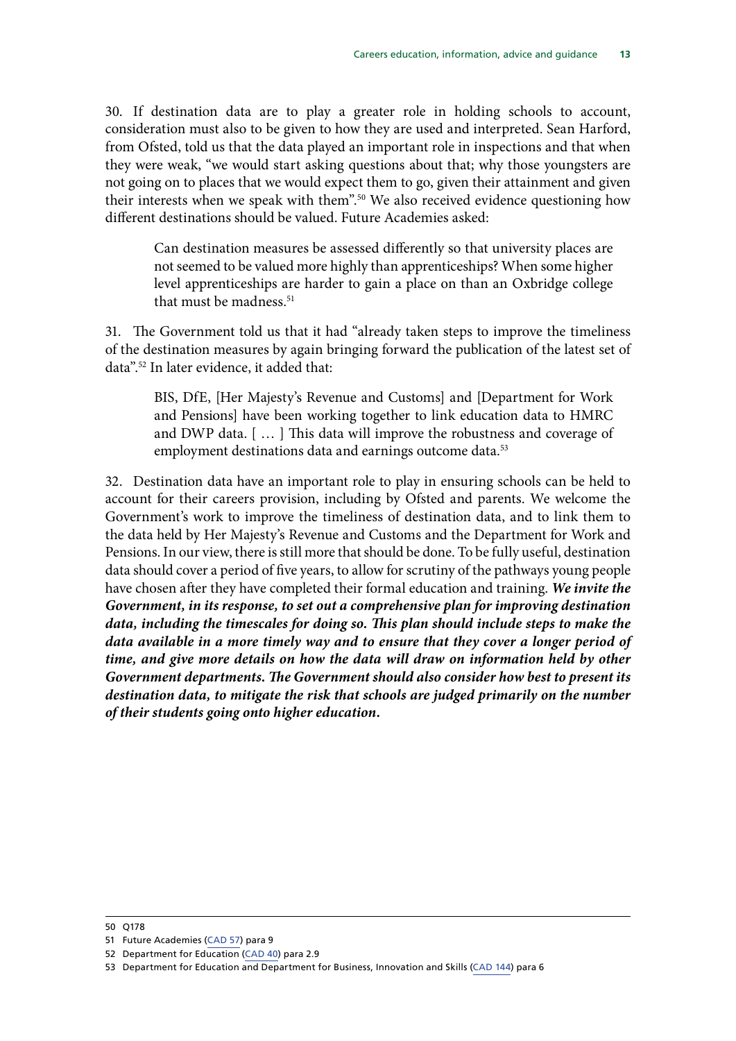30. If destination data are to play a greater role in holding schools to account, consideration must also to be given to how they are used and interpreted. Sean Harford, from Ofsted, told us that the data played an important role in inspections and that when they were weak, "we would start asking questions about that; why those youngsters are not going on to places that we would expect them to go, given their attainment and given their interests when we speak with them".[50] We also received evidence questioning how different destinations should be valued. Future Academies asked:

> Can destination measures be assessed differently so that university places are not seemed to be valued more highly than apprenticeships? When some higher level apprenticeships are harder to gain a place on than an Oxbridge college that must be madness.[51]

31. The Government told us that it had "already taken steps to improve the timeliness of the destination measures by again bringing forward the publication of the latest set of data".[52] In later evidence, it added that:

> BIS, DfE, [Her Majesty's Revenue and Customs] and [Department for Work and Pensions] have been working together to link education data to HMRC and DWP data. [ … ] This data will improve the robustness and coverage of employment destinations data and earnings outcome data.[53]

32. Destination data have an important role to play in ensuring schools can be held to account for their careers provision, including by Ofsted and parents. We welcome the Government's work to improve the timeliness of destination data, and to link them to the data held by Her Majesty's Revenue and Customs and the Department for Work and Pensions. In our view, there is still more that should be done. To be fully useful, destination data should cover a period of five years, to allow for scrutiny of the pathways young people have chosen after they have completed their formal education and training. ***We invite the Government, in its response, to set out a comprehensive plan for improving destination data, including the timescales for doing so. This plan should include steps to make the data available in a more timely way and to ensure that they cover a longer period of time, and give more details on how the data will draw on information held by other Government departments. The Government should also consider how best to present its destination data, to mitigate the risk that schools are judged primarily on the number of their students going onto higher education.***

---

50 Q178

51 Future Academies (CAD 57) para 9

52 Department for Education (CAD 40) para 2.9

53 Department for Education and Department for Business, Innovation and Skills (CAD 144) para 6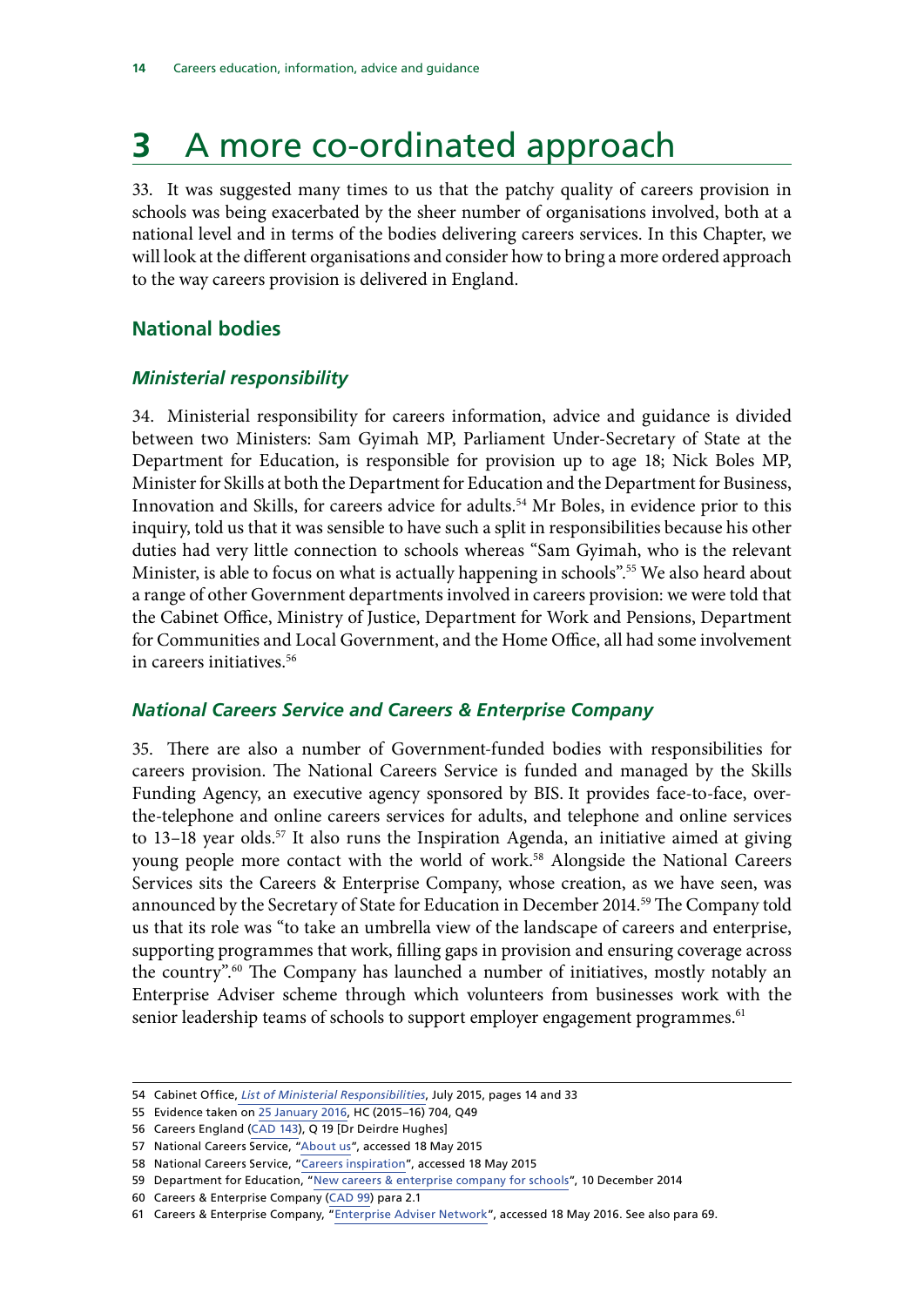# 3 A more co-ordinated approach

33. It was suggested many times to us that the patchy quality of careers provision in schools was being exacerbated by the sheer number of organisations involved, both at a national level and in terms of the bodies delivering careers services. In this Chapter, we will look at the different organisations and consider how to bring a more ordered approach to the way careers provision is delivered in England.

## National bodies

### *Ministerial responsibility*

34. Ministerial responsibility for careers information, advice and guidance is divided between two Ministers: Sam Gyimah MP, Parliament Under-Secretary of State at the Department for Education, is responsible for provision up to age 18; Nick Boles MP, Minister for Skills at both the Department for Education and the Department for Business, Innovation and Skills, for careers advice for adults.[54] Mr Boles, in evidence prior to this inquiry, told us that it was sensible to have such a split in responsibilities because his other duties had very little connection to schools whereas "Sam Gyimah, who is the relevant Minister, is able to focus on what is actually happening in schools".[55] We also heard about a range of other Government departments involved in careers provision: we were told that the Cabinet Office, Ministry of Justice, Department for Work and Pensions, Department for Communities and Local Government, and the Home Office, all had some involvement in careers initiatives.[56]

### *National Careers Service and Careers & Enterprise Company*

35. There are also a number of Government-funded bodies with responsibilities for careers provision. The National Careers Service is funded and managed by the Skills Funding Agency, an executive agency sponsored by BIS. It provides face-to-face, over-the-telephone and online careers services for adults, and telephone and online services to 13–18 year olds.[57] It also runs the Inspiration Agenda, an initiative aimed at giving young people more contact with the world of work.[58] Alongside the National Careers Services sits the Careers & Enterprise Company, whose creation, as we have seen, was announced by the Secretary of State for Education in December 2014.[59] The Company told us that its role was "to take an umbrella view of the landscape of careers and enterprise, supporting programmes that work, filling gaps in provision and ensuring coverage across the country".[60] The Company has launched a number of initiatives, mostly notably an Enterprise Adviser scheme through which volunteers from businesses work with the senior leadership teams of schools to support employer engagement programmes.[61]

---

54 Cabinet Office, *List of Ministerial Responsibilities*, July 2015, pages 14 and 33

55 Evidence taken on 25 January 2016, HC (2015–16) 704, Q49

56 Careers England (CAD 143), Q 19 [Dr Deirdre Hughes]

57 National Careers Service, "About us", accessed 18 May 2015

58 National Careers Service, "Careers inspiration", accessed 18 May 2015

59 Department for Education, "New careers & enterprise company for schools", 10 December 2014

60 Careers & Enterprise Company (CAD 99) para 2.1

61 Careers & Enterprise Company, "Enterprise Adviser Network", accessed 18 May 2016. See also para 69.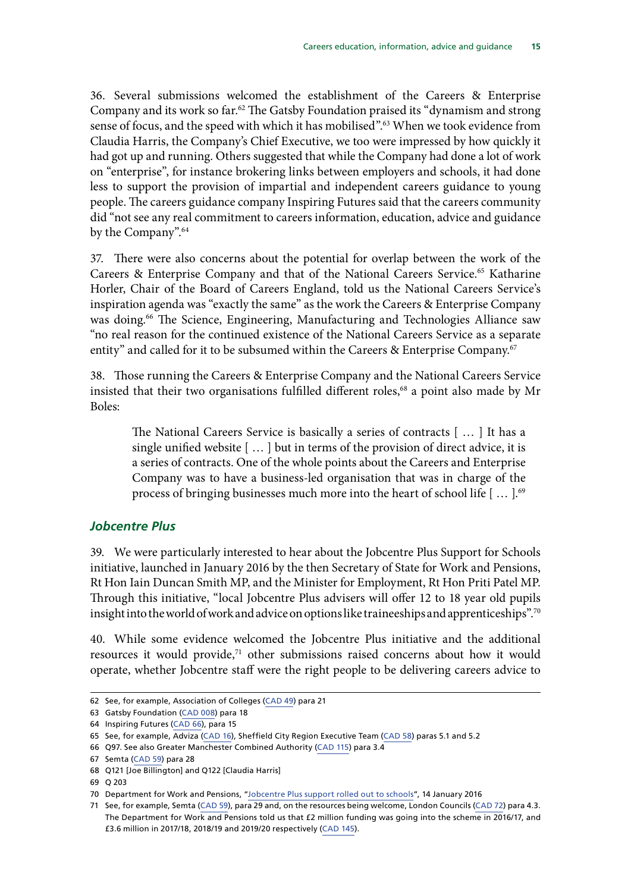36. Several submissions welcomed the establishment of the Careers & Enterprise Company and its work so far.[62] The Gatsby Foundation praised its "dynamism and strong sense of focus, and the speed with which it has mobilised".[63] When we took evidence from Claudia Harris, the Company's Chief Executive, we too were impressed by how quickly it had got up and running. Others suggested that while the Company had done a lot of work on "enterprise", for instance brokering links between employers and schools, it had done less to support the provision of impartial and independent careers guidance to young people. The careers guidance company Inspiring Futures said that the careers community did "not see any real commitment to careers information, education, advice and guidance by the Company".[64]

37. There were also concerns about the potential for overlap between the work of the Careers & Enterprise Company and that of the National Careers Service.[65] Katharine Horler, Chair of the Board of Careers England, told us the National Careers Service's inspiration agenda was "exactly the same" as the work the Careers & Enterprise Company was doing.[66] The Science, Engineering, Manufacturing and Technologies Alliance saw "no real reason for the continued existence of the National Careers Service as a separate entity" and called for it to be subsumed within the Careers & Enterprise Company.[67]

38. Those running the Careers & Enterprise Company and the National Careers Service insisted that their two organisations fulfilled different roles,[68] a point also made by Mr Boles:

> The National Careers Service is basically a series of contracts [ … ] It has a single unified website [ … ] but in terms of the provision of direct advice, it is a series of contracts. One of the whole points about the Careers and Enterprise Company was to have a business-led organisation that was in charge of the process of bringing businesses much more into the heart of school life [ … ].[69]

### *Jobcentre Plus*

39. We were particularly interested to hear about the Jobcentre Plus Support for Schools initiative, launched in January 2016 by the then Secretary of State for Work and Pensions, Rt Hon Iain Duncan Smith MP, and the Minister for Employment, Rt Hon Priti Patel MP. Through this initiative, "local Jobcentre Plus advisers will offer 12 to 18 year old pupils insight into the world of work and advice on options like traineeships and apprenticeships".[70]

40. While some evidence welcomed the Jobcentre Plus initiative and the additional resources it would provide,[71] other submissions raised concerns about how it would operate, whether Jobcentre staff were the right people to be delivering careers advice to

---

62 See, for example, Association of Colleges (CAD 49) para 21

63 Gatsby Foundation (CAD 008) para 18

64 Inspiring Futures (CAD 66), para 15

65 See, for example, Adviza (CAD 16), Sheffield City Region Executive Team (CAD 58) paras 5.1 and 5.2

66 Q97. See also Greater Manchester Combined Authority (CAD 115) para 3.4

67 Semta (CAD 59) para 28

68 Q121 [Joe Billington] and Q122 [Claudia Harris]

69 Q 203

70 Department for Work and Pensions, "Jobcentre Plus support rolled out to schools", 14 January 2016

71 See, for example, Semta (CAD 59), para 29 and, on the resources being welcome, London Councils (CAD 72) para 4.3. The Department for Work and Pensions told us that £2 million funding was going into the scheme in 2016/17, and £3.6 million in 2017/18, 2018/19 and 2019/20 respectively (CAD 145).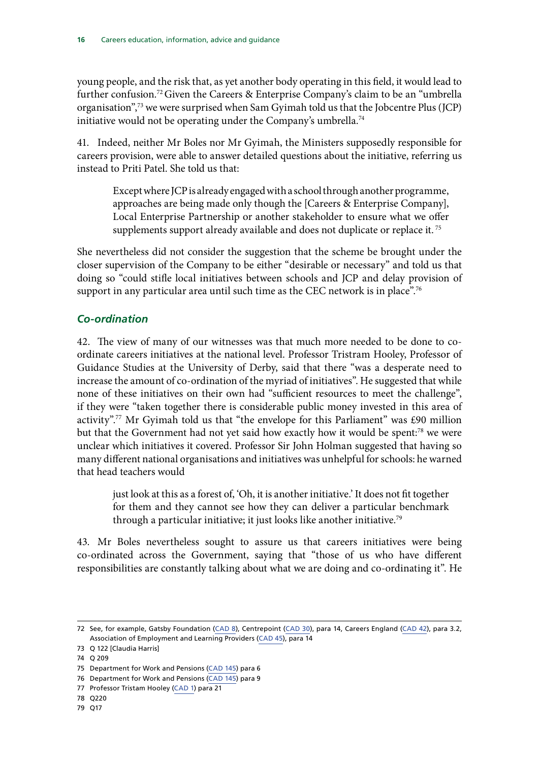young people, and the risk that, as yet another body operating in this field, it would lead to further confusion.[72] Given the Careers & Enterprise Company's claim to be an "umbrella organisation",[73] we were surprised when Sam Gyimah told us that the Jobcentre Plus (JCP) initiative would not be operating under the Company's umbrella.[74]

41. Indeed, neither Mr Boles nor Mr Gyimah, the Ministers supposedly responsible for careers provision, were able to answer detailed questions about the initiative, referring us instead to Priti Patel. She told us that:

> Except where JCP is already engaged with a school through another programme, approaches are being made only though the [Careers & Enterprise Company], Local Enterprise Partnership or another stakeholder to ensure what we offer supplements support already available and does not duplicate or replace it.[75]

She nevertheless did not consider the suggestion that the scheme be brought under the closer supervision of the Company to be either "desirable or necessary" and told us that doing so "could stifle local initiatives between schools and JCP and delay provision of support in any particular area until such time as the CEC network is in place".[76]

### *Co-ordination*

42. The view of many of our witnesses was that much more needed to be done to co-ordinate careers initiatives at the national level. Professor Tristram Hooley, Professor of Guidance Studies at the University of Derby, said that there "was a desperate need to increase the amount of co-ordination of the myriad of initiatives". He suggested that while none of these initiatives on their own had "sufficient resources to meet the challenge", if they were "taken together there is considerable public money invested in this area of activity".[77] Mr Gyimah told us that "the envelope for this Parliament" was £90 million but that the Government had not yet said how exactly how it would be spent:[78] we were unclear which initiatives it covered. Professor Sir John Holman suggested that having so many different national organisations and initiatives was unhelpful for schools: he warned that head teachers would

> just look at this as a forest of, 'Oh, it is another initiative.' It does not fit together for them and they cannot see how they can deliver a particular benchmark through a particular initiative; it just looks like another initiative.[79]

43. Mr Boles nevertheless sought to assure us that careers initiatives were being co-ordinated across the Government, saying that "those of us who have different responsibilities are constantly talking about what we are doing and co-ordinating it". He

---

72 See, for example, Gatsby Foundation (CAD 8), Centrepoint (CAD 30), para 14, Careers England (CAD 42), para 3.2, Association of Employment and Learning Providers (CAD 45), para 14

73 Q 122 [Claudia Harris]

74 Q 209

75 Department for Work and Pensions (CAD 145) para 6

76 Department for Work and Pensions (CAD 145) para 9

77 Professor Tristam Hooley (CAD 1) para 21

78 Q220

79 Q17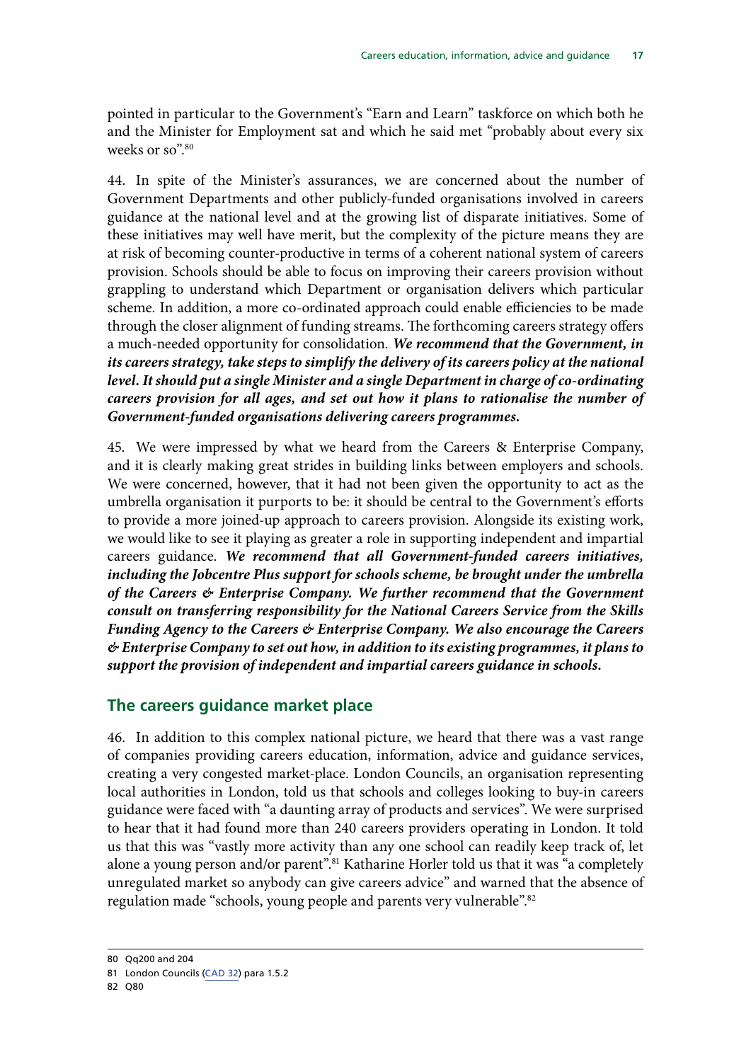pointed in particular to the Government's "Earn and Learn" taskforce on which both he and the Minister for Employment sat and which he said met "probably about every six weeks or so".[80]

44. In spite of the Minister's assurances, we are concerned about the number of Government Departments and other publicly-funded organisations involved in careers guidance at the national level and at the growing list of disparate initiatives. Some of these initiatives may well have merit, but the complexity of the picture means they are at risk of becoming counter-productive in terms of a coherent national system of careers provision. Schools should be able to focus on improving their careers provision without grappling to understand which Department or organisation delivers which particular scheme. In addition, a more co-ordinated approach could enable efficiencies to be made through the closer alignment of funding streams. The forthcoming careers strategy offers a much-needed opportunity for consolidation. ***We recommend that the Government, in its careers strategy, take steps to simplify the delivery of its careers policy at the national level. It should put a single Minister and a single Department in charge of co-ordinating careers provision for all ages, and set out how it plans to rationalise the number of Government-funded organisations delivering careers programmes.***

45. We were impressed by what we heard from the Careers & Enterprise Company, and it is clearly making great strides in building links between employers and schools. We were concerned, however, that it had not been given the opportunity to act as the umbrella organisation it purports to be: it should be central to the Government's efforts to provide a more joined-up approach to careers provision. Alongside its existing work, we would like to see it playing as greater a role in supporting independent and impartial careers guidance. ***We recommend that all Government-funded careers initiatives, including the Jobcentre Plus support for schools scheme, be brought under the umbrella of the Careers & Enterprise Company. We further recommend that the Government consult on transferring responsibility for the National Careers Service from the Skills Funding Agency to the Careers & Enterprise Company. We also encourage the Careers & Enterprise Company to set out how, in addition to its existing programmes, it plans to support the provision of independent and impartial careers guidance in schools.***

## The careers guidance market place

46. In addition to this complex national picture, we heard that there was a vast range of companies providing careers education, information, advice and guidance services, creating a very congested market-place. London Councils, an organisation representing local authorities in London, told us that schools and colleges looking to buy-in careers guidance were faced with "a daunting array of products and services". We were surprised to hear that it had found more than 240 careers providers operating in London. It told us that this was "vastly more activity than any one school can readily keep track of, let alone a young person and/or parent".[81] Katharine Horler told us that it was "a completely unregulated market so anybody can give careers advice" and warned that the absence of regulation made "schools, young people and parents very vulnerable".[82]

---

80 Qq200 and 204

81 London Councils (CAD 32) para 1.5.2

82 Q80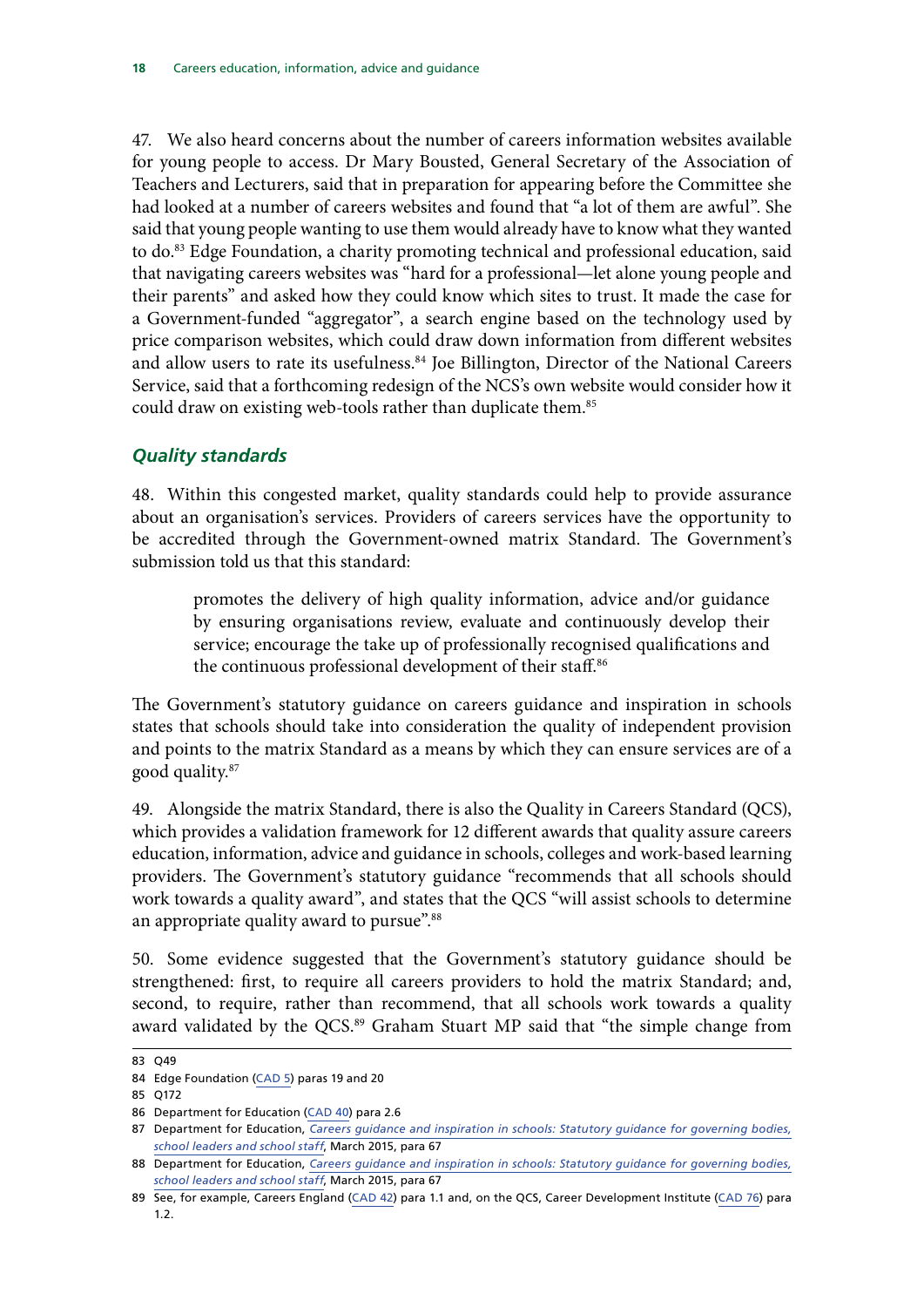47. We also heard concerns about the number of careers information websites available for young people to access. Dr Mary Bousted, General Secretary of the Association of Teachers and Lecturers, said that in preparation for appearing before the Committee she had looked at a number of careers websites and found that "a lot of them are awful". She said that young people wanting to use them would already have to know what they wanted to do.[83] Edge Foundation, a charity promoting technical and professional education, said that navigating careers websites was "hard for a professional—let alone young people and their parents" and asked how they could know which sites to trust. It made the case for a Government-funded "aggregator", a search engine based on the technology used by price comparison websites, which could draw down information from different websites and allow users to rate its usefulness.[84] Joe Billington, Director of the National Careers Service, said that a forthcoming redesign of the NCS's own website would consider how it could draw on existing web-tools rather than duplicate them.[85]

### *Quality standards*

48. Within this congested market, quality standards could help to provide assurance about an organisation's services. Providers of careers services have the opportunity to be accredited through the Government-owned matrix Standard. The Government's submission told us that this standard:

> promotes the delivery of high quality information, advice and/or guidance by ensuring organisations review, evaluate and continuously develop their service; encourage the take up of professionally recognised qualifications and the continuous professional development of their staff.[86]

The Government's statutory guidance on careers guidance and inspiration in schools states that schools should take into consideration the quality of independent provision and points to the matrix Standard as a means by which they can ensure services are of a good quality.[87]

49. Alongside the matrix Standard, there is also the Quality in Careers Standard (QCS), which provides a validation framework for 12 different awards that quality assure careers education, information, advice and guidance in schools, colleges and work-based learning providers. The Government's statutory guidance "recommends that all schools should work towards a quality award", and states that the QCS "will assist schools to determine an appropriate quality award to pursue".[88]

50. Some evidence suggested that the Government's statutory guidance should be strengthened: first, to require all careers providers to hold the matrix Standard; and, second, to require, rather than recommend, that all schools work towards a quality award validated by the QCS.[89] Graham Stuart MP said that "the simple change from

---

83 Q49

84 Edge Foundation (CAD 5) paras 19 and 20

85 Q172

86 Department for Education (CAD 40) para 2.6

87 Department for Education, *Careers guidance and inspiration in schools: Statutory guidance for governing bodies, school leaders and school staff*, March 2015, para 67

88 Department for Education, *Careers guidance and inspiration in schools: Statutory guidance for governing bodies, school leaders and school staff*, March 2015, para 67

89 See, for example, Careers England (CAD 42) para 1.1 and, on the QCS, Career Development Institute (CAD 76) para 1.2.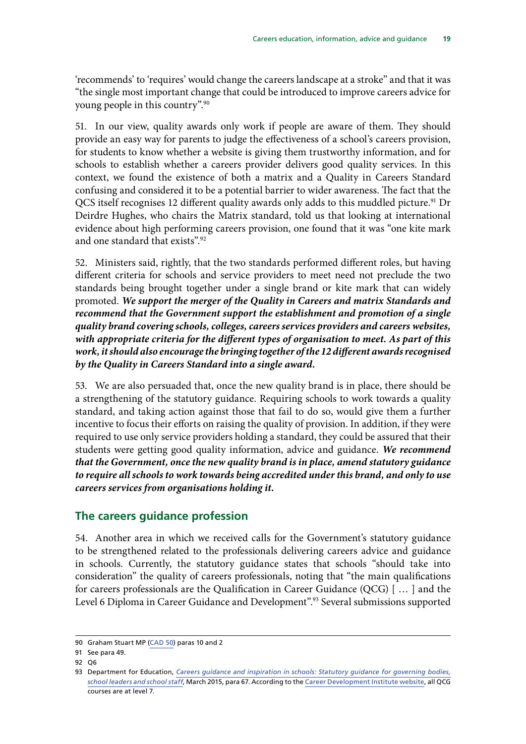'recommends' to 'requires' would change the careers landscape at a stroke" and that it was "the single most important change that could be introduced to improve careers advice for young people in this country".[90]

51. In our view, quality awards only work if people are aware of them. They should provide an easy way for parents to judge the effectiveness of a school's careers provision, for students to know whether a website is giving them trustworthy information, and for schools to establish whether a careers provider delivers good quality services. In this context, we found the existence of both a matrix and a Quality in Careers Standard confusing and considered it to be a potential barrier to wider awareness. The fact that the QCS itself recognises 12 different quality awards only adds to this muddled picture.[91] Dr Deirdre Hughes, who chairs the Matrix standard, told us that looking at international evidence about high performing careers provision, one found that it was "one kite mark and one standard that exists".[92]

52. Ministers said, rightly, that the two standards performed different roles, but having different criteria for schools and service providers to meet need not preclude the two standards being brought together under a single brand or kite mark that can widely promoted. ***We support the merger of the Quality in Careers and matrix Standards and recommend that the Government support the establishment and promotion of a single quality brand covering schools, colleges, careers services providers and careers websites, with appropriate criteria for the different types of organisation to meet. As part of this work, it should also encourage the bringing together of the 12 different awards recognised by the Quality in Careers Standard into a single award.***

53. We are also persuaded that, once the new quality brand is in place, there should be a strengthening of the statutory guidance. Requiring schools to work towards a quality standard, and taking action against those that fail to do so, would give them a further incentive to focus their efforts on raising the quality of provision. In addition, if they were required to use only service providers holding a standard, they could be assured that their students were getting good quality information, advice and guidance. ***We recommend that the Government, once the new quality brand is in place, amend statutory guidance to require all schools to work towards being accredited under this brand, and only to use careers services from organisations holding it.***

## The careers guidance profession

54. Another area in which we received calls for the Government's statutory guidance to be strengthened related to the professionals delivering careers advice and guidance in schools. Currently, the statutory guidance states that schools "should take into consideration" the quality of careers professionals, noting that "the main qualifications for careers professionals are the Qualification in Career Guidance (QCG) [ … ] and the Level 6 Diploma in Career Guidance and Development".[93] Several submissions supported

---

90 Graham Stuart MP (CAD 50) paras 10 and 2

91 See para 49.

92 Q6

93 Department for Education, *Careers guidance and inspiration in schools: Statutory guidance for governing bodies, school leaders and school staff*, March 2015, para 67. According to the Career Development Institute website, all QCG courses are at level 7.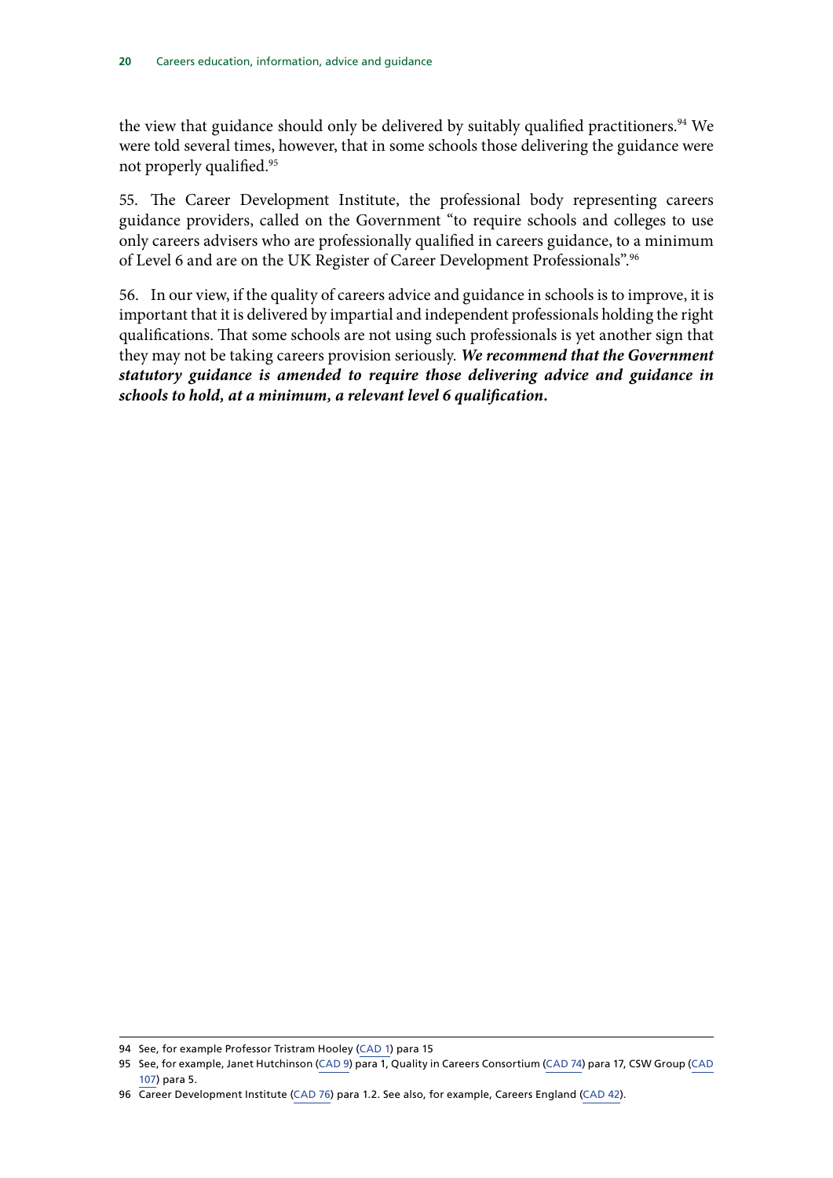the view that guidance should only be delivered by suitably qualified practitioners.[94] We were told several times, however, that in some schools those delivering the guidance were not properly qualified.[95]

55. The Career Development Institute, the professional body representing careers guidance providers, called on the Government "to require schools and colleges to use only careers advisers who are professionally qualified in careers guidance, to a minimum of Level 6 and are on the UK Register of Career Development Professionals".[96]

56. In our view, if the quality of careers advice and guidance in schools is to improve, it is important that it is delivered by impartial and independent professionals holding the right qualifications. That some schools are not using such professionals is yet another sign that they may not be taking careers provision seriously. ***We recommend that the Government statutory guidance is amended to require those delivering advice and guidance in schools to hold, at a minimum, a relevant level 6 qualification.***

---

94 See, for example Professor Tristram Hooley (CAD 1) para 15

95 See, for example, Janet Hutchinson (CAD 9) para 1, Quality in Careers Consortium (CAD 74) para 17, CSW Group (CAD 107) para 5.

96 Career Development Institute (CAD 76) para 1.2. See also, for example, Careers England (CAD 42).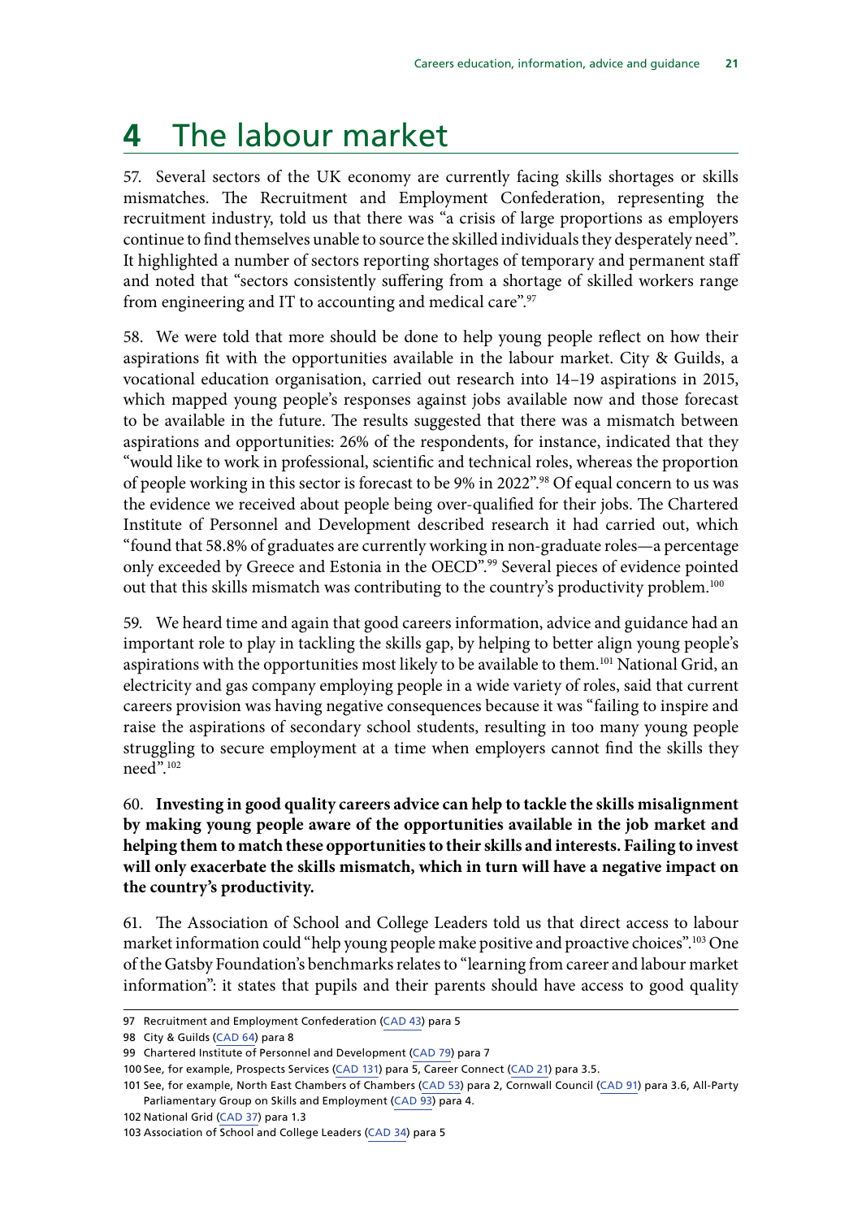# 4 The labour market

57. Several sectors of the UK economy are currently facing skills shortages or skills mismatches. The Recruitment and Employment Confederation, representing the recruitment industry, told us that there was "a crisis of large proportions as employers continue to find themselves unable to source the skilled individuals they desperately need". It highlighted a number of sectors reporting shortages of temporary and permanent staff and noted that "sectors consistently suffering from a shortage of skilled workers range from engineering and IT to accounting and medical care".[97]

58. We were told that more should be done to help young people reflect on how their aspirations fit with the opportunities available in the labour market. City & Guilds, a vocational education organisation, carried out research into 14–19 aspirations in 2015, which mapped young people's responses against jobs available now and those forecast to be available in the future. The results suggested that there was a mismatch between aspirations and opportunities: 26% of the respondents, for instance, indicated that they "would like to work in professional, scientific and technical roles, whereas the proportion of people working in this sector is forecast to be 9% in 2022".[98] Of equal concern to us was the evidence we received about people being over-qualified for their jobs. The Chartered Institute of Personnel and Development described research it had carried out, which "found that 58.8% of graduates are currently working in non-graduate roles—a percentage only exceeded by Greece and Estonia in the OECD".[99] Several pieces of evidence pointed out that this skills mismatch was contributing to the country's productivity problem.[100]

59. We heard time and again that good careers information, advice and guidance had an important role to play in tackling the skills gap, by helping to better align young people's aspirations with the opportunities most likely to be available to them.[101] National Grid, an electricity and gas company employing people in a wide variety of roles, said that current careers provision was having negative consequences because it was "failing to inspire and raise the aspirations of secondary school students, resulting in too many young people struggling to secure employment at a time when employers cannot find the skills they need".[102]

60. **Investing in good quality careers advice can help to tackle the skills misalignment by making young people aware of the opportunities available in the job market and helping them to match these opportunities to their skills and interests. Failing to invest will only exacerbate the skills mismatch, which in turn will have a negative impact on the country's productivity.**

61. The Association of School and College Leaders told us that direct access to labour market information could "help young people make positive and proactive choices".[103] One of the Gatsby Foundation's benchmarks relates to "learning from career and labour market information": it states that pupils and their parents should have access to good quality

---

97 Recruitment and Employment Confederation (CAD 43) para 5

98 City & Guilds (CAD 64) para 8

99 Chartered Institute of Personnel and Development (CAD 79) para 7

100 See, for example, Prospects Services (CAD 131) para 5, Career Connect (CAD 21) para 3.5.

101 See, for example, North East Chambers of Chambers (CAD 53) para 2, Cornwall Council (CAD 91) para 3.6, All-Party Parliamentary Group on Skills and Employment (CAD 93) para 4.

102 National Grid (CAD 37) para 1.3

103 Association of School and College Leaders (CAD 34) para 5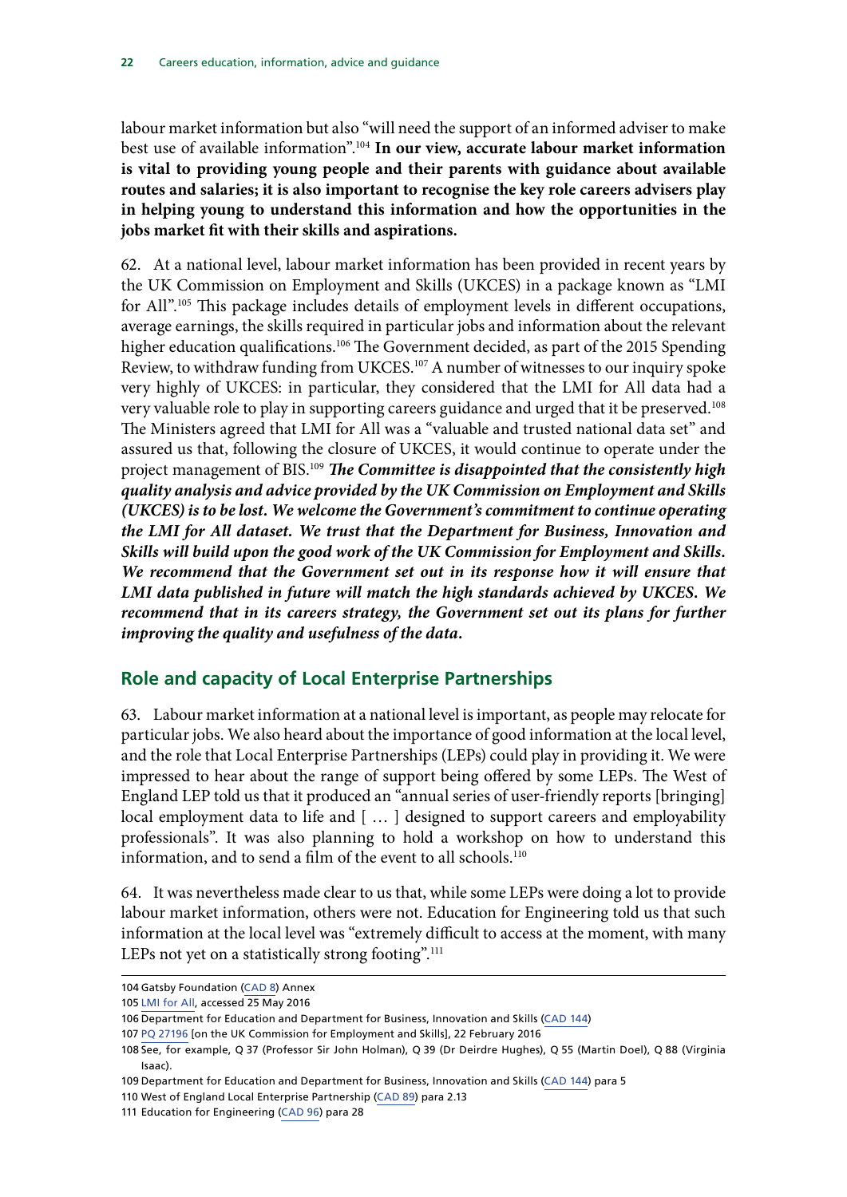labour market information but also "will need the support of an informed adviser to make best use of available information".[104] **In our view, accurate labour market information is vital to providing young people and their parents with guidance about available routes and salaries; it is also important to recognise the key role careers advisers play in helping young to understand this information and how the opportunities in the jobs market fit with their skills and aspirations.**

62. At a national level, labour market information has been provided in recent years by the UK Commission on Employment and Skills (UKCES) in a package known as "LMI for All".[105] This package includes details of employment levels in different occupations, average earnings, the skills required in particular jobs and information about the relevant higher education qualifications.[106] The Government decided, as part of the 2015 Spending Review, to withdraw funding from UKCES.[107] A number of witnesses to our inquiry spoke very highly of UKCES: in particular, they considered that the LMI for All data had a very valuable role to play in supporting careers guidance and urged that it be preserved.[108] The Ministers agreed that LMI for All was a "valuable and trusted national data set" and assured us that, following the closure of UKCES, it would continue to operate under the project management of BIS.[109] ***The Committee is disappointed that the consistently high quality analysis and advice provided by the UK Commission on Employment and Skills (UKCES) is to be lost. We welcome the Government's commitment to continue operating the LMI for All dataset. We trust that the Department for Business, Innovation and Skills will build upon the good work of the UK Commission for Employment and Skills. We recommend that the Government set out in its response how it will ensure that LMI data published in future will match the high standards achieved by UKCES. We recommend that in its careers strategy, the Government set out its plans for further improving the quality and usefulness of the data.***

## Role and capacity of Local Enterprise Partnerships

63. Labour market information at a national level is important, as people may relocate for particular jobs. We also heard about the importance of good information at the local level, and the role that Local Enterprise Partnerships (LEPs) could play in providing it. We were impressed to hear about the range of support being offered by some LEPs. The West of England LEP told us that it produced an "annual series of user-friendly reports [bringing] local employment data to life and [ … ] designed to support careers and employability professionals". It was also planning to hold a workshop on how to understand this information, and to send a film of the event to all schools.[110]

64. It was nevertheless made clear to us that, while some LEPs were doing a lot to provide labour market information, others were not. Education for Engineering told us that such information at the local level was "extremely difficult to access at the moment, with many LEPs not yet on a statistically strong footing".[111]

---

104 Gatsby Foundation (CAD 8) Annex

105 LMI for All, accessed 25 May 2016

106 Department for Education and Department for Business, Innovation and Skills (CAD 144)

107 PQ 27196 [on the UK Commission for Employment and Skills], 22 February 2016

108 See, for example, Q 37 (Professor Sir John Holman), Q 39 (Dr Deirdre Hughes), Q 55 (Martin Doel), Q 88 (Virginia Isaac).

109 Department for Education and Department for Business, Innovation and Skills (CAD 144) para 5

110 West of England Local Enterprise Partnership (CAD 89) para 2.13

111 Education for Engineering (CAD 96) para 28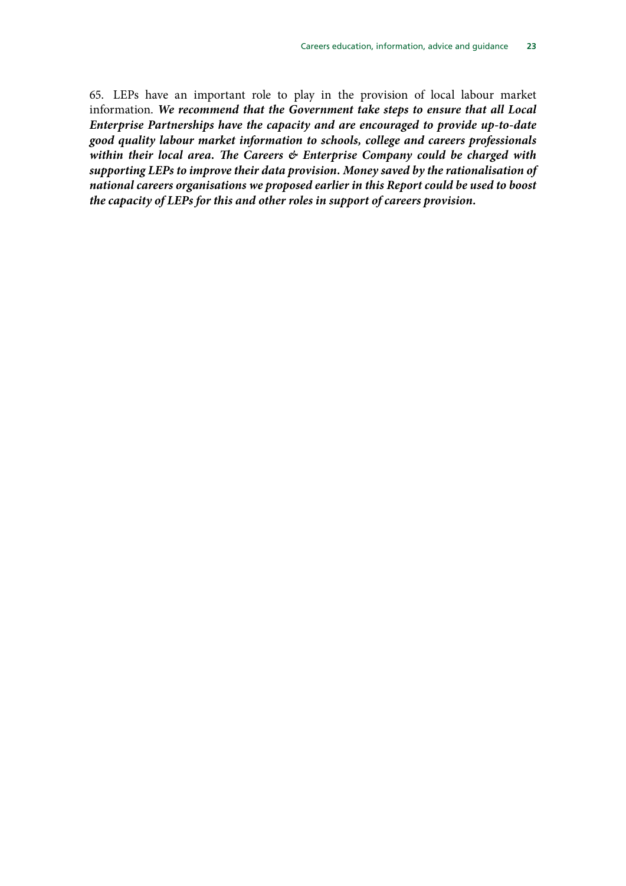65. LEPs have an important role to play in the provision of local labour market information. ***We recommend that the Government take steps to ensure that all Local Enterprise Partnerships have the capacity and are encouraged to provide up-to-date good quality labour market information to schools, college and careers professionals within their local area. The Careers & Enterprise Company could be charged with supporting LEPs to improve their data provision. Money saved by the rationalisation of national careers organisations we proposed earlier in this Report could be used to boost the capacity of LEPs for this and other roles in support of careers provision.***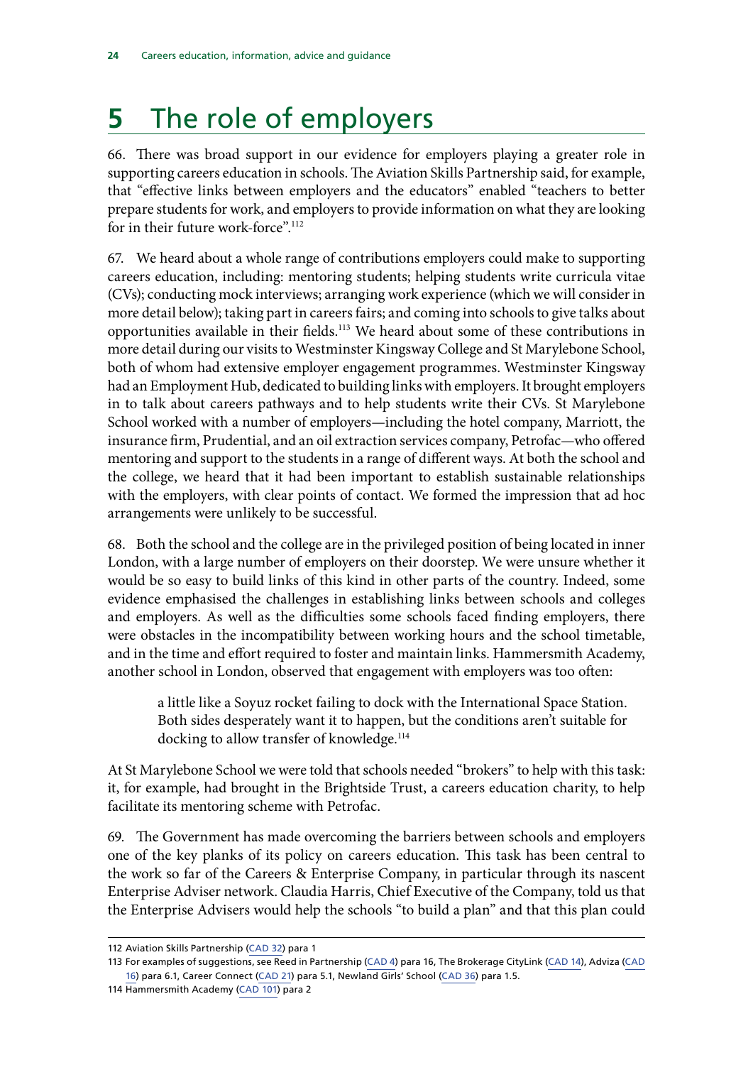# 5 The role of employers

66. There was broad support in our evidence for employers playing a greater role in supporting careers education in schools. The Aviation Skills Partnership said, for example, that "effective links between employers and the educators" enabled "teachers to better prepare students for work, and employers to provide information on what they are looking for in their future work-force".[112]

67. We heard about a whole range of contributions employers could make to supporting careers education, including: mentoring students; helping students write curricula vitae (CVs); conducting mock interviews; arranging work experience (which we will consider in more detail below); taking part in careers fairs; and coming into schools to give talks about opportunities available in their fields.[113] We heard about some of these contributions in more detail during our visits to Westminster Kingsway College and St Marylebone School, both of whom had extensive employer engagement programmes. Westminster Kingsway had an Employment Hub, dedicated to building links with employers. It brought employers in to talk about careers pathways and to help students write their CVs. St Marylebone School worked with a number of employers—including the hotel company, Marriott, the insurance firm, Prudential, and an oil extraction services company, Petrofac—who offered mentoring and support to the students in a range of different ways. At both the school and the college, we heard that it had been important to establish sustainable relationships with the employers, with clear points of contact. We formed the impression that ad hoc arrangements were unlikely to be successful.

68. Both the school and the college are in the privileged position of being located in inner London, with a large number of employers on their doorstep. We were unsure whether it would be so easy to build links of this kind in other parts of the country. Indeed, some evidence emphasised the challenges in establishing links between schools and colleges and employers. As well as the difficulties some schools faced finding employers, there were obstacles in the incompatibility between working hours and the school timetable, and in the time and effort required to foster and maintain links. Hammersmith Academy, another school in London, observed that engagement with employers was too often:

> a little like a Soyuz rocket failing to dock with the International Space Station. Both sides desperately want it to happen, but the conditions aren't suitable for docking to allow transfer of knowledge.[114]

At St Marylebone School we were told that schools needed "brokers" to help with this task: it, for example, had brought in the Brightside Trust, a careers education charity, to help facilitate its mentoring scheme with Petrofac.

69. The Government has made overcoming the barriers between schools and employers one of the key planks of its policy on careers education. This task has been central to the work so far of the Careers & Enterprise Company, in particular through its nascent Enterprise Adviser network. Claudia Harris, Chief Executive of the Company, told us that the Enterprise Advisers would help the schools "to build a plan" and that this plan could

---

112 Aviation Skills Partnership (CAD 32) para 1

113 For examples of suggestions, see Reed in Partnership (CAD 4) para 16, The Brokerage CityLink (CAD 14), Adviza (CAD 16) para 6.1, Career Connect (CAD 21) para 5.1, Newland Girls' School (CAD 36) para 1.5.

114 Hammersmith Academy (CAD 101) para 2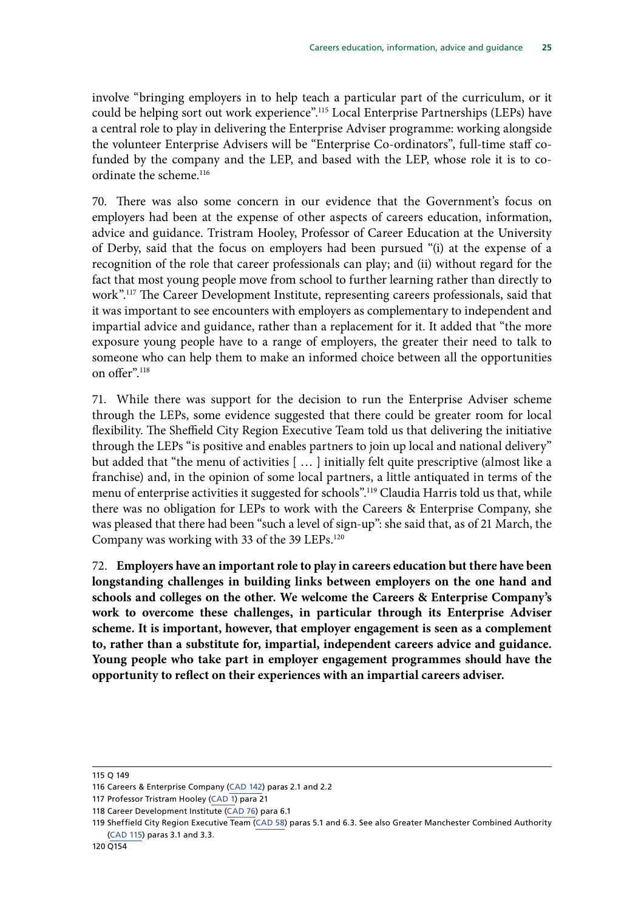involve "bringing employers in to help teach a particular part of the curriculum, or it could be helping sort out work experience".[115] Local Enterprise Partnerships (LEPs) have a central role to play in delivering the Enterprise Adviser programme: working alongside the volunteer Enterprise Advisers will be "Enterprise Co-ordinators", full-time staff co-funded by the company and the LEP, and based with the LEP, whose role it is to co-ordinate the scheme.[116]

70. There was also some concern in our evidence that the Government's focus on employers had been at the expense of other aspects of careers education, information, advice and guidance. Tristram Hooley, Professor of Career Education at the University of Derby, said that the focus on employers had been pursued "(i) at the expense of a recognition of the role that career professionals can play; and (ii) without regard for the fact that most young people move from school to further learning rather than directly to work".[117] The Career Development Institute, representing careers professionals, said that it was important to see encounters with employers as complementary to independent and impartial advice and guidance, rather than a replacement for it. It added that "the more exposure young people have to a range of employers, the greater their need to talk to someone who can help them to make an informed choice between all the opportunities on offer".[118]

71. While there was support for the decision to run the Enterprise Adviser scheme through the LEPs, some evidence suggested that there could be greater room for local flexibility. The Sheffield City Region Executive Team told us that delivering the initiative through the LEPs "is positive and enables partners to join up local and national delivery" but added that "the menu of activities [ … ] initially felt quite prescriptive (almost like a franchise) and, in the opinion of some local partners, a little antiquated in terms of the menu of enterprise activities it suggested for schools".[119] Claudia Harris told us that, while there was no obligation for LEPs to work with the Careers & Enterprise Company, she was pleased that there had been "such a level of sign-up": she said that, as of 21 March, the Company was working with 33 of the 39 LEPs.[120]

72. **Employers have an important role to play in careers education but there have been longstanding challenges in building links between employers on the one hand and schools and colleges on the other. We welcome the Careers & Enterprise Company's work to overcome these challenges, in particular through its Enterprise Adviser scheme. It is important, however, that employer engagement is seen as a complement to, rather than a substitute for, impartial, independent careers advice and guidance. Young people who take part in employer engagement programmes should have the opportunity to reflect on their experiences with an impartial careers adviser.**

115 Q 149

116 Careers & Enterprise Company (CAD 142) paras 2.1 and 2.2

117 Professor Tristram Hooley (CAD 1) para 21

118 Career Development Institute (CAD 76) para 6.1

119 Sheffield City Region Executive Team (CAD 58) paras 5.1 and 6.3. See also Greater Manchester Combined Authority (CAD 115) paras 3.1 and 3.3.

120 Q154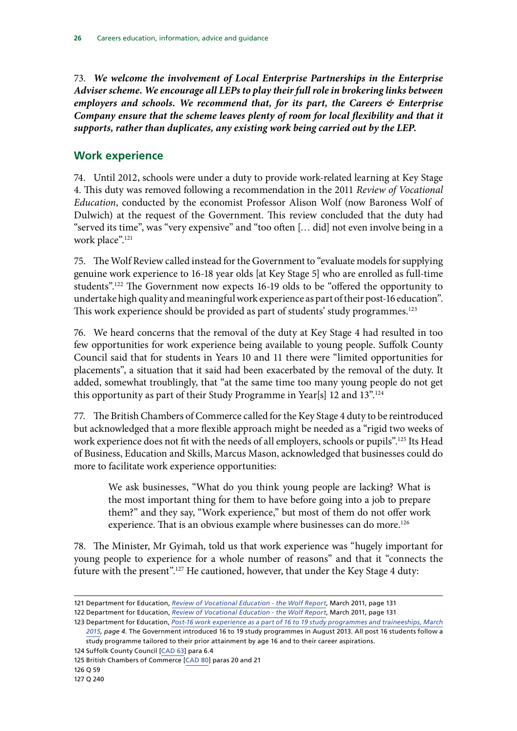73. ***We welcome the involvement of Local Enterprise Partnerships in the Enterprise Adviser scheme. We encourage all LEPs to play their full role in brokering links between employers and schools. We recommend that, for its part, the Careers & Enterprise Company ensure that the scheme leaves plenty of room for local flexibility and that it supports, rather than duplicates, any existing work being carried out by the LEP.***

## Work experience

74. Until 2012, schools were under a duty to provide work-related learning at Key Stage 4. This duty was removed following a recommendation in the 2011 *Review of Vocational Education*, conducted by the economist Professor Alison Wolf (now Baroness Wolf of Dulwich) at the request of the Government. This review concluded that the duty had "served its time", was "very expensive" and "too often [… did] not even involve being in a work place".[121]

75. The Wolf Review called instead for the Government to "evaluate models for supplying genuine work experience to 16-18 year olds [at Key Stage 5] who are enrolled as full-time students".[122] The Government now expects 16-19 olds to be "offered the opportunity to undertake high quality and meaningful work experience as part of their post-16 education". This work experience should be provided as part of students' study programmes.[123]

76. We heard concerns that the removal of the duty at Key Stage 4 had resulted in too few opportunities for work experience being available to young people. Suffolk County Council said that for students in Years 10 and 11 there were "limited opportunities for placements", a situation that it said had been exacerbated by the removal of the duty. It added, somewhat troublingly, that "at the same time too many young people do not get this opportunity as part of their Study Programme in Year[s] 12 and 13".[124]

77. The British Chambers of Commerce called for the Key Stage 4 duty to be reintroduced but acknowledged that a more flexible approach might be needed as a "rigid two weeks of work experience does not fit with the needs of all employers, schools or pupils".[125] Its Head of Business, Education and Skills, Marcus Mason, acknowledged that businesses could do more to facilitate work experience opportunities:

> We ask businesses, "What do you think young people are lacking? What is the most important thing for them to have before going into a job to prepare them?" and they say, "Work experience," but most of them do not offer work experience. That is an obvious example where businesses can do more.[126]

78. The Minister, Mr Gyimah, told us that work experience was "hugely important for young people to experience for a whole number of reasons" and that it "connects the future with the present".[127] He cautioned, however, that under the Key Stage 4 duty:

---

121 Department for Education, *Review of Vocational Education - the Wolf Report*, March 2011, page 131

122 Department for Education, *Review of Vocational Education - the Wolf Report*, March 2011, page 131

123 Department for Education, *Post-16 work experience as a part of 16 to 19 study programmes and traineeships, March 2015, page 4.* The Government introduced 16 to 19 study programmes in August 2013. All post 16 students follow a study programme tailored to their prior attainment by age 16 and to their career aspirations.

124 Suffolk County Council [CAD 63] para 6.4

125 British Chambers of Commerce [CAD 80] paras 20 and 21

126 Q 59

127 Q 240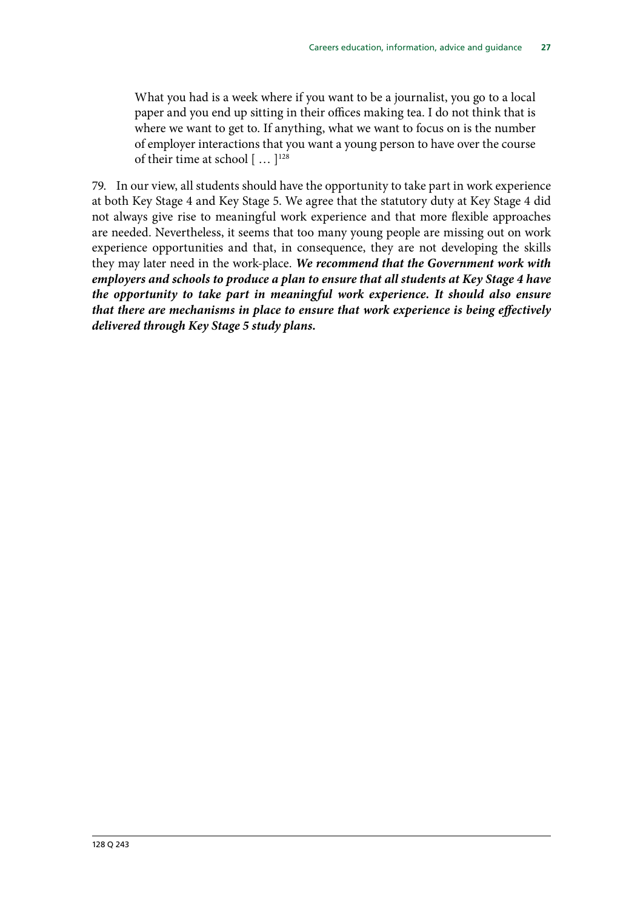> What you had is a week where if you want to be a journalist, you go to a local paper and you end up sitting in their offices making tea. I do not think that is where we want to get to. If anything, what we want to focus on is the number of employer interactions that you want a young person to have over the course of their time at school [ … ][128]

79. In our view, all students should have the opportunity to take part in work experience at both Key Stage 4 and Key Stage 5. We agree that the statutory duty at Key Stage 4 did not always give rise to meaningful work experience and that more flexible approaches are needed. Nevertheless, it seems that too many young people are missing out on work experience opportunities and that, in consequence, they are not developing the skills they may later need in the work-place. ***We recommend that the Government work with employers and schools to produce a plan to ensure that all students at Key Stage 4 have the opportunity to take part in meaningful work experience. It should also ensure that there are mechanisms in place to ensure that work experience is being effectively delivered through Key Stage 5 study plans.***

128 Q 243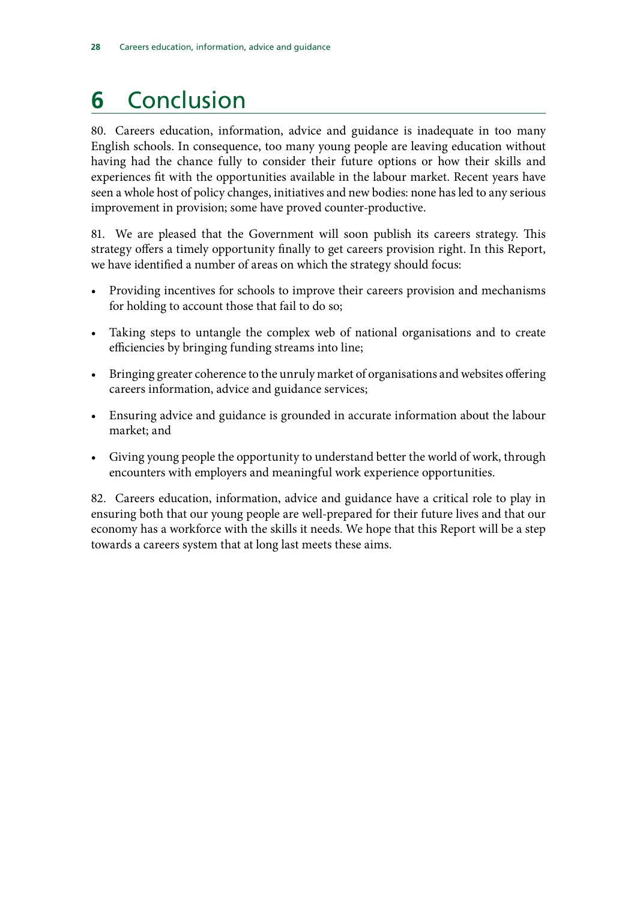# 6 Conclusion

80. Careers education, information, advice and guidance is inadequate in too many English schools. In consequence, too many young people are leaving education without having had the chance fully to consider their future options or how their skills and experiences fit with the opportunities available in the labour market. Recent years have seen a whole host of policy changes, initiatives and new bodies: none has led to any serious improvement in provision; some have proved counter-productive.

81. We are pleased that the Government will soon publish its careers strategy. This strategy offers a timely opportunity finally to get careers provision right. In this Report, we have identified a number of areas on which the strategy should focus:

- Providing incentives for schools to improve their careers provision and mechanisms for holding to account those that fail to do so;
- Taking steps to untangle the complex web of national organisations and to create efficiencies by bringing funding streams into line;
- Bringing greater coherence to the unruly market of organisations and websites offering careers information, advice and guidance services;
- Ensuring advice and guidance is grounded in accurate information about the labour market; and
- Giving young people the opportunity to understand better the world of work, through encounters with employers and meaningful work experience opportunities.

82. Careers education, information, advice and guidance have a critical role to play in ensuring both that our young people are well-prepared for their future lives and that our economy has a workforce with the skills it needs. We hope that this Report will be a step towards a careers system that at long last meets these aims.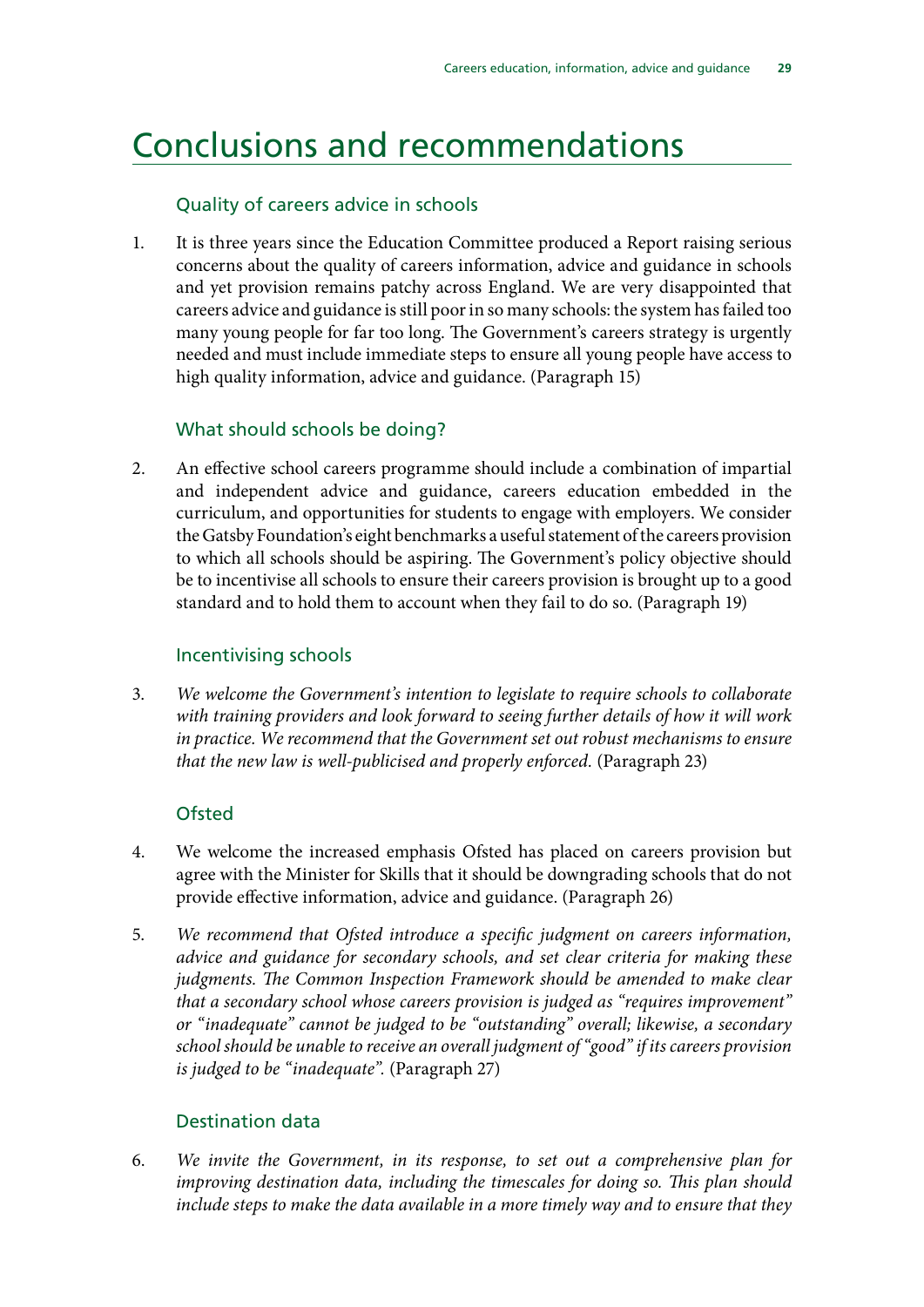# Conclusions and recommendations

### Quality of careers advice in schools

1. It is three years since the Education Committee produced a Report raising serious concerns about the quality of careers information, advice and guidance in schools and yet provision remains patchy across England. We are very disappointed that careers advice and guidance is still poor in so many schools: the system has failed too many young people for far too long. The Government's careers strategy is urgently needed and must include immediate steps to ensure all young people have access to high quality information, advice and guidance. (Paragraph 15)

### What should schools be doing?

2. An effective school careers programme should include a combination of impartial and independent advice and guidance, careers education embedded in the curriculum, and opportunities for students to engage with employers. We consider the Gatsby Foundation's eight benchmarks a useful statement of the careers provision to which all schools should be aspiring. The Government's policy objective should be to incentivise all schools to ensure their careers provision is brought up to a good standard and to hold them to account when they fail to do so. (Paragraph 19)

### Incentivising schools

3. *We welcome the Government's intention to legislate to require schools to collaborate with training providers and look forward to seeing further details of how it will work in practice. We recommend that the Government set out robust mechanisms to ensure that the new law is well-publicised and properly enforced.* (Paragraph 23)

### Ofsted

4. We welcome the increased emphasis Ofsted has placed on careers provision but agree with the Minister for Skills that it should be downgrading schools that do not provide effective information, advice and guidance. (Paragraph 26)

5. *We recommend that Ofsted introduce a specific judgment on careers information, advice and guidance for secondary schools, and set clear criteria for making these judgments. The Common Inspection Framework should be amended to make clear that a secondary school whose careers provision is judged as "requires improvement" or "inadequate" cannot be judged to be "outstanding" overall; likewise, a secondary school should be unable to receive an overall judgment of "good" if its careers provision is judged to be "inadequate".* (Paragraph 27)

### Destination data

6. *We invite the Government, in its response, to set out a comprehensive plan for improving destination data, including the timescales for doing so. This plan should include steps to make the data available in a more timely way and to ensure that they*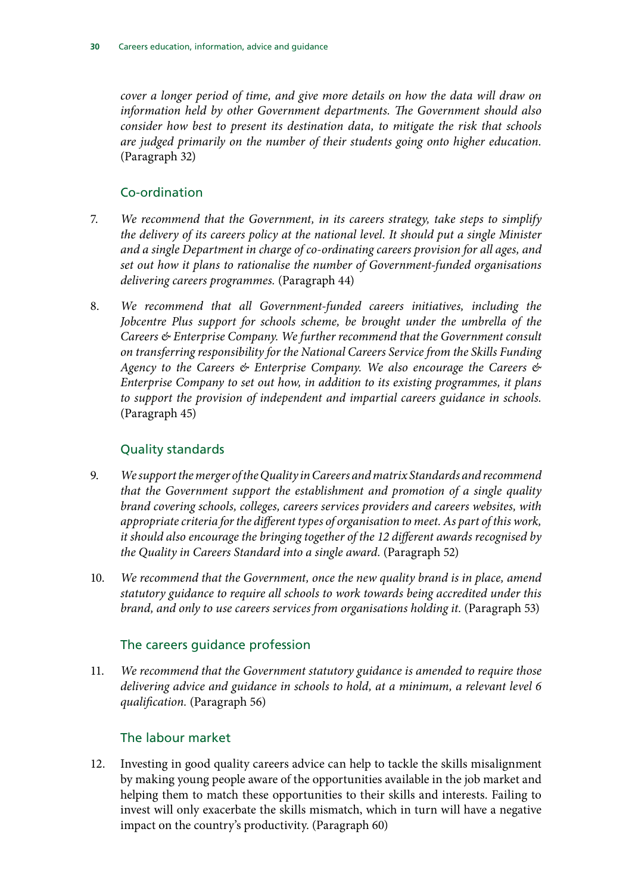*cover a longer period of time, and give more details on how the data will draw on information held by other Government departments. The Government should also consider how best to present its destination data, to mitigate the risk that schools are judged primarily on the number of their students going onto higher education.* (Paragraph 32)

## Co-ordination

7. *We recommend that the Government, in its careers strategy, take steps to simplify the delivery of its careers policy at the national level. It should put a single Minister and a single Department in charge of co-ordinating careers provision for all ages, and set out how it plans to rationalise the number of Government-funded organisations delivering careers programmes.* (Paragraph 44)

8. *We recommend that all Government-funded careers initiatives, including the Jobcentre Plus support for schools scheme, be brought under the umbrella of the Careers & Enterprise Company. We further recommend that the Government consult on transferring responsibility for the National Careers Service from the Skills Funding Agency to the Careers & Enterprise Company. We also encourage the Careers & Enterprise Company to set out how, in addition to its existing programmes, it plans to support the provision of independent and impartial careers guidance in schools.* (Paragraph 45)

## Quality standards

9. *We support the merger of the Quality in Careers and matrix Standards and recommend that the Government support the establishment and promotion of a single quality brand covering schools, colleges, careers services providers and careers websites, with appropriate criteria for the different types of organisation to meet. As part of this work, it should also encourage the bringing together of the 12 different awards recognised by the Quality in Careers Standard into a single award.* (Paragraph 52)

10. *We recommend that the Government, once the new quality brand is in place, amend statutory guidance to require all schools to work towards being accredited under this brand, and only to use careers services from organisations holding it.* (Paragraph 53)

## The careers guidance profession

11. *We recommend that the Government statutory guidance is amended to require those delivering advice and guidance in schools to hold, at a minimum, a relevant level 6 qualification.* (Paragraph 56)

## The labour market

12. Investing in good quality careers advice can help to tackle the skills misalignment by making young people aware of the opportunities available in the job market and helping them to match these opportunities to their skills and interests. Failing to invest will only exacerbate the skills mismatch, which in turn will have a negative impact on the country's productivity. (Paragraph 60)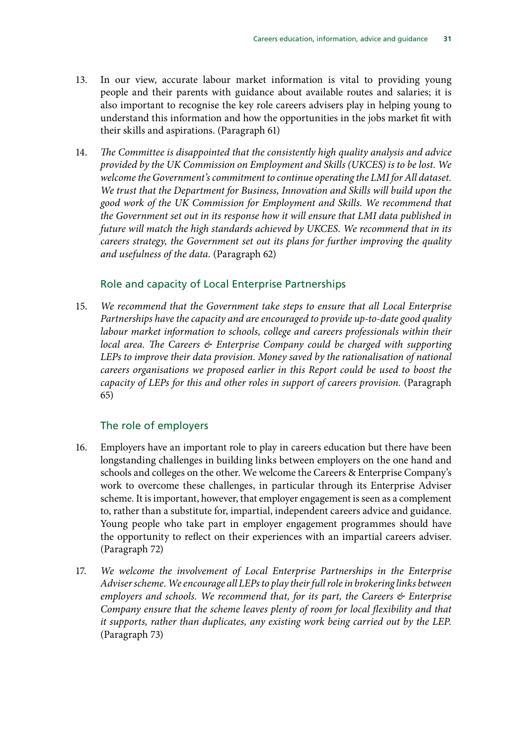13. In our view, accurate labour market information is vital to providing young people and their parents with guidance about available routes and salaries; it is also important to recognise the key role careers advisers play in helping young to understand this information and how the opportunities in the jobs market fit with their skills and aspirations. (Paragraph 61)

14. *The Committee is disappointed that the consistently high quality analysis and advice provided by the UK Commission on Employment and Skills (UKCES) is to be lost. We welcome the Government's commitment to continue operating the LMI for All dataset. We trust that the Department for Business, Innovation and Skills will build upon the good work of the UK Commission for Employment and Skills. We recommend that the Government set out in its response how it will ensure that LMI data published in future will match the high standards achieved by UKCES. We recommend that in its careers strategy, the Government set out its plans for further improving the quality and usefulness of the data.* (Paragraph 62)

### Role and capacity of Local Enterprise Partnerships

15. *We recommend that the Government take steps to ensure that all Local Enterprise Partnerships have the capacity and are encouraged to provide up-to-date good quality labour market information to schools, college and careers professionals within their local area. The Careers & Enterprise Company could be charged with supporting LEPs to improve their data provision. Money saved by the rationalisation of national careers organisations we proposed earlier in this Report could be used to boost the capacity of LEPs for this and other roles in support of careers provision.* (Paragraph 65)

### The role of employers

16. Employers have an important role to play in careers education but there have been longstanding challenges in building links between employers on the one hand and schools and colleges on the other. We welcome the Careers & Enterprise Company's work to overcome these challenges, in particular through its Enterprise Adviser scheme. It is important, however, that employer engagement is seen as a complement to, rather than a substitute for, impartial, independent careers advice and guidance. Young people who take part in employer engagement programmes should have the opportunity to reflect on their experiences with an impartial careers adviser. (Paragraph 72)

17. *We welcome the involvement of Local Enterprise Partnerships in the Enterprise Adviser scheme. We encourage all LEPs to play their full role in brokering links between employers and schools. We recommend that, for its part, the Careers & Enterprise Company ensure that the scheme leaves plenty of room for local flexibility and that it supports, rather than duplicates, any existing work being carried out by the LEP.* (Paragraph 73)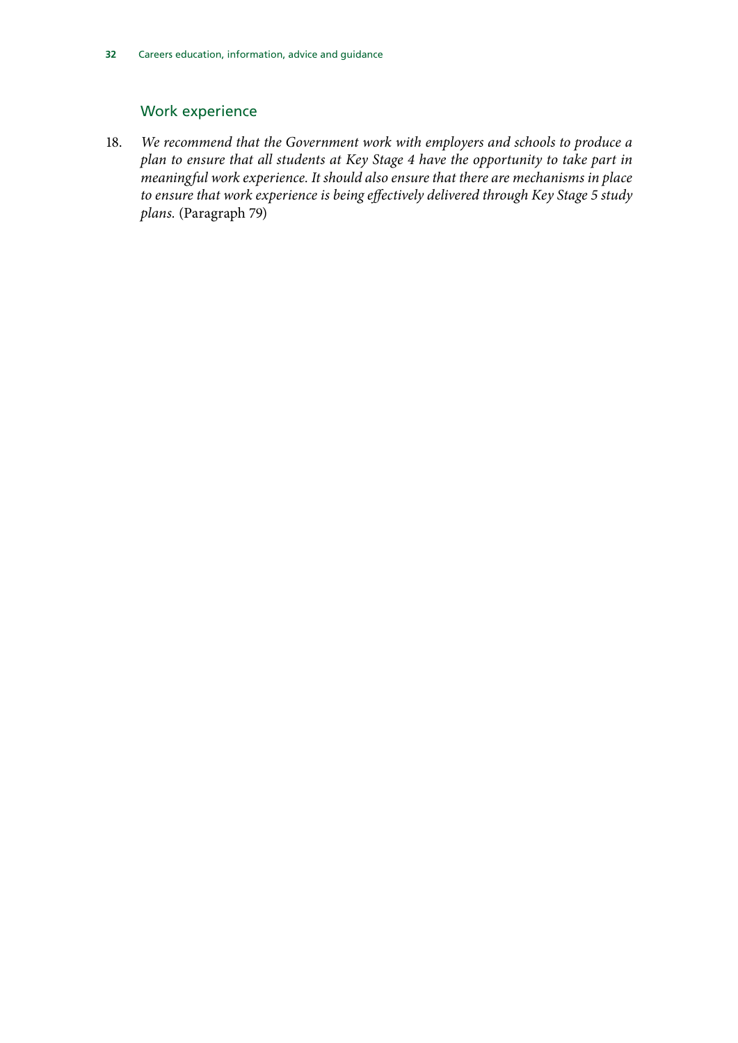### Work experience

18. *We recommend that the Government work with employers and schools to produce a plan to ensure that all students at Key Stage 4 have the opportunity to take part in meaningful work experience. It should also ensure that there are mechanisms in place to ensure that work experience is being effectively delivered through Key Stage 5 study plans.* (Paragraph 79)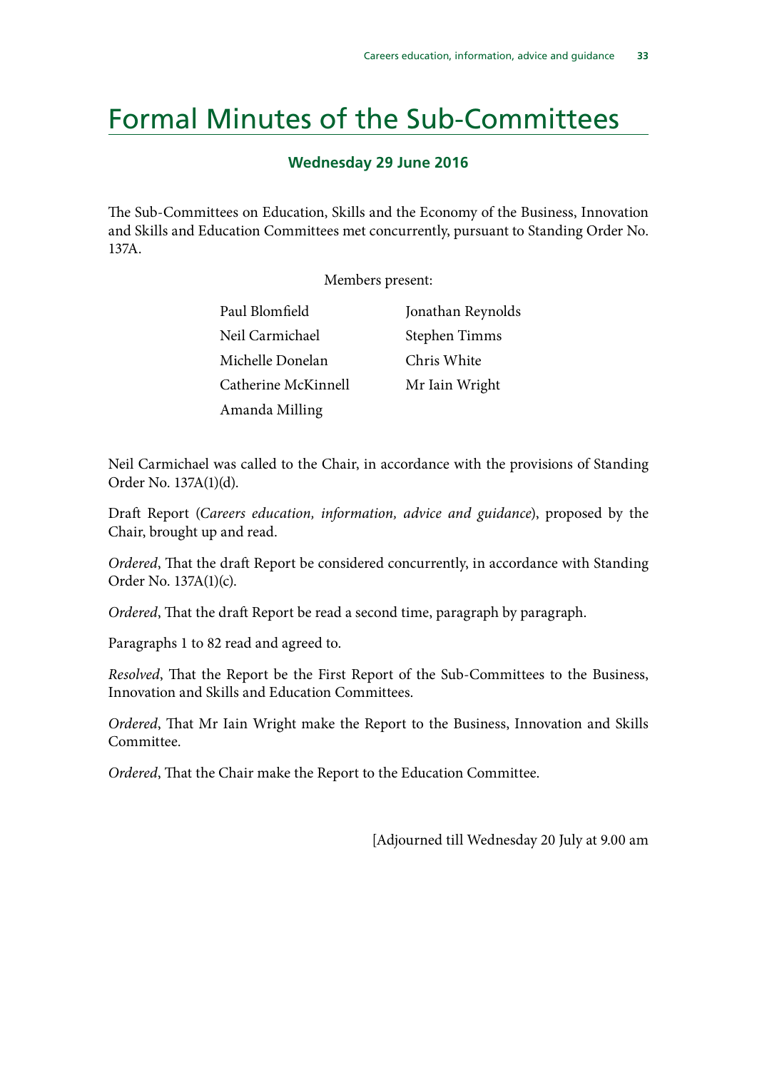# Formal Minutes of the Sub-Committees

### Wednesday 29 June 2016

The Sub-Committees on Education, Skills and the Economy of the Business, Innovation and Skills and Education Committees met concurrently, pursuant to Standing Order No. 137A.

Members present:

| | |
|---|---|
| Paul Blomfield | Jonathan Reynolds |
| Neil Carmichael | Stephen Timms |
| Michelle Donelan | Chris White |
| Catherine McKinnell | Mr Iain Wright |
| Amanda Milling | |

Neil Carmichael was called to the Chair, in accordance with the provisions of Standing Order No. 137A(1)(d).

Draft Report (*Careers education, information, advice and guidance*), proposed by the Chair, brought up and read.

*Ordered*, That the draft Report be considered concurrently, in accordance with Standing Order No. 137A(1)(c).

*Ordered*, That the draft Report be read a second time, paragraph by paragraph.

Paragraphs 1 to 82 read and agreed to.

*Resolved*, That the Report be the First Report of the Sub-Committees to the Business, Innovation and Skills and Education Committees.

*Ordered*, That Mr Iain Wright make the Report to the Business, Innovation and Skills Committee.

*Ordered*, That the Chair make the Report to the Education Committee.

[Adjourned till Wednesday 20 July at 9.00 am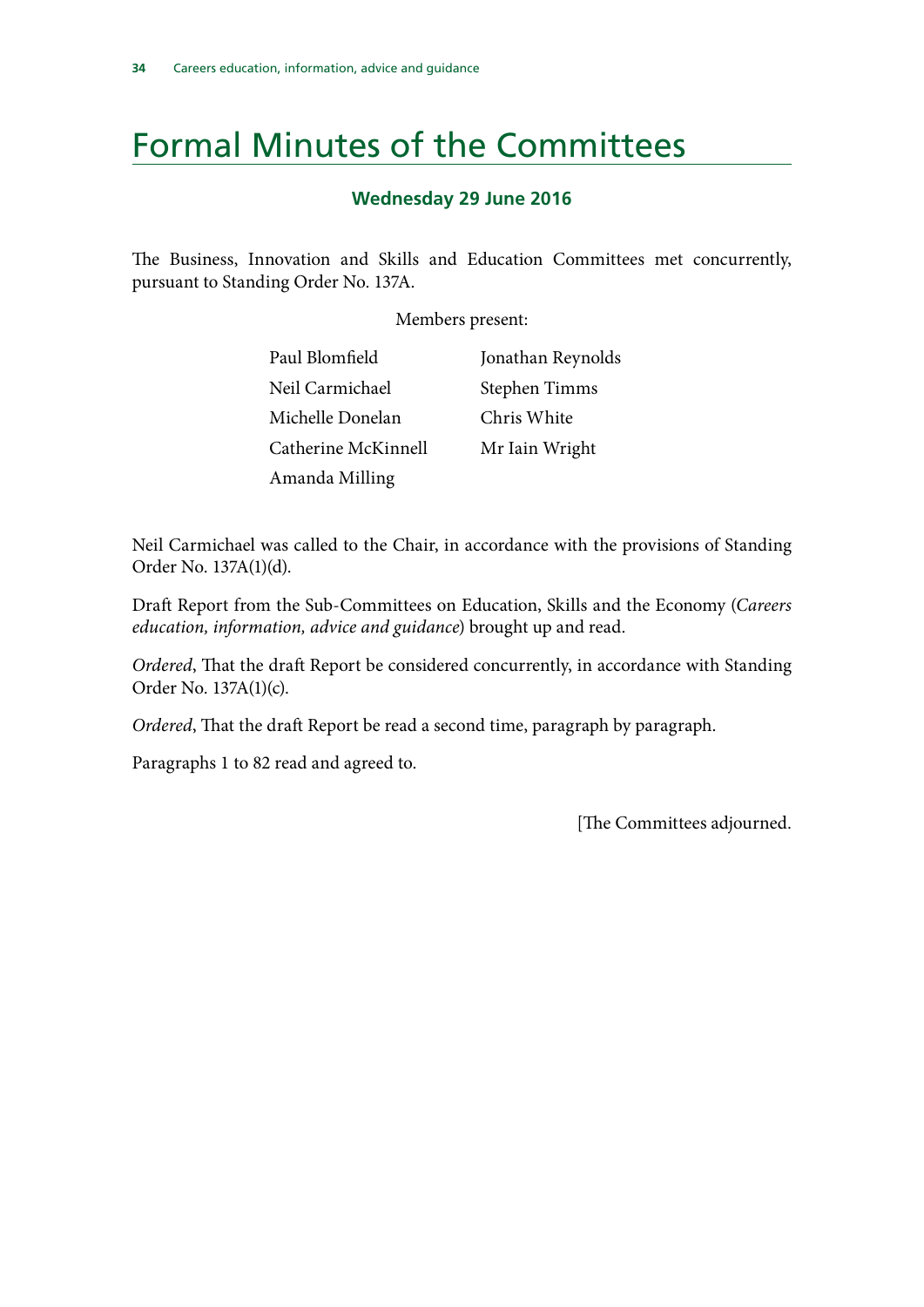# Formal Minutes of the Committees

### Wednesday 29 June 2016

The Business, Innovation and Skills and Education Committees met concurrently, pursuant to Standing Order No. 137A.

Members present:

| | |
|---|---|
| Paul Blomfield | Jonathan Reynolds |
| Neil Carmichael | Stephen Timms |
| Michelle Donelan | Chris White |
| Catherine McKinnell | Mr Iain Wright |
| Amanda Milling | |

Neil Carmichael was called to the Chair, in accordance with the provisions of Standing Order No. 137A(1)(d).

Draft Report from the Sub-Committees on Education, Skills and the Economy (*Careers education, information, advice and guidance*) brought up and read.

*Ordered*, That the draft Report be considered concurrently, in accordance with Standing Order No. 137A(1)(c).

*Ordered*, That the draft Report be read a second time, paragraph by paragraph.

Paragraphs 1 to 82 read and agreed to.

[The Committees adjourned.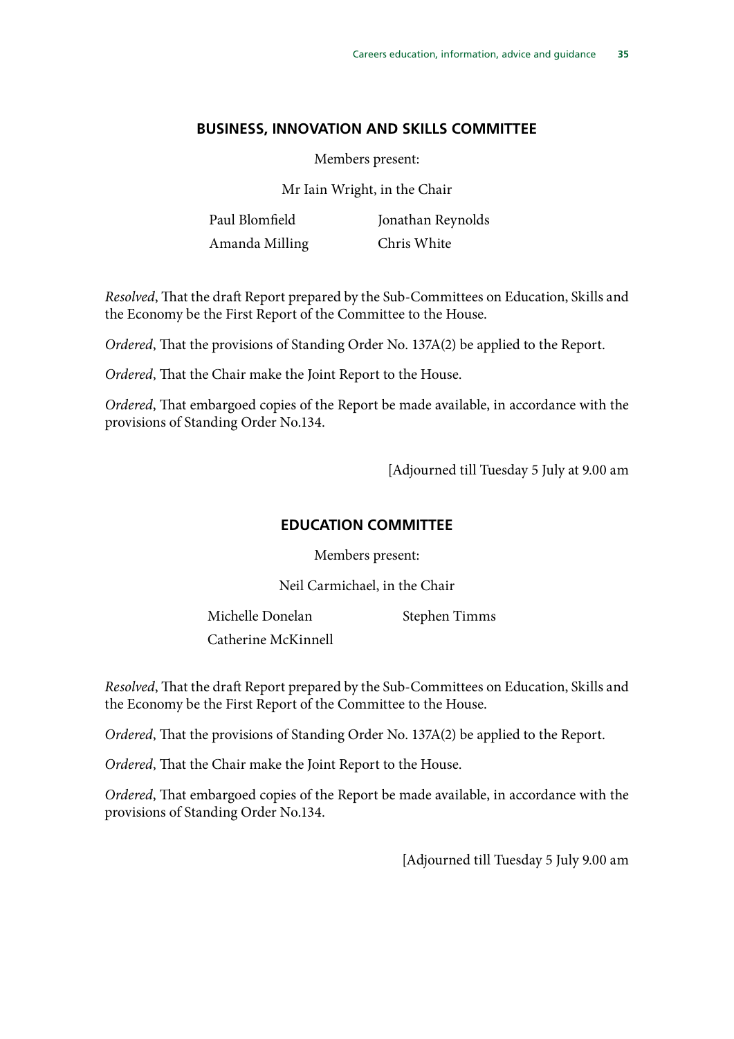## BUSINESS, INNOVATION AND SKILLS COMMITTEE

Members present:

Mr Iain Wright, in the Chair

Paul Blomfield
Jonathan Reynolds
Amanda Milling
Chris White

*Resolved*, That the draft Report prepared by the Sub-Committees on Education, Skills and the Economy be the First Report of the Committee to the House.

*Ordered*, That the provisions of Standing Order No. 137A(2) be applied to the Report.

*Ordered*, That the Chair make the Joint Report to the House.

*Ordered*, That embargoed copies of the Report be made available, in accordance with the provisions of Standing Order No.134.

[Adjourned till Tuesday 5 July at 9.00 am

## EDUCATION COMMITTEE

Members present:

Neil Carmichael, in the Chair

Michelle Donelan
Stephen Timms
Catherine McKinnell

*Resolved*, That the draft Report prepared by the Sub-Committees on Education, Skills and the Economy be the First Report of the Committee to the House.

*Ordered*, That the provisions of Standing Order No. 137A(2) be applied to the Report.

*Ordered*, That the Chair make the Joint Report to the House.

*Ordered*, That embargoed copies of the Report be made available, in accordance with the provisions of Standing Order No.134.

[Adjourned till Tuesday 5 July 9.00 am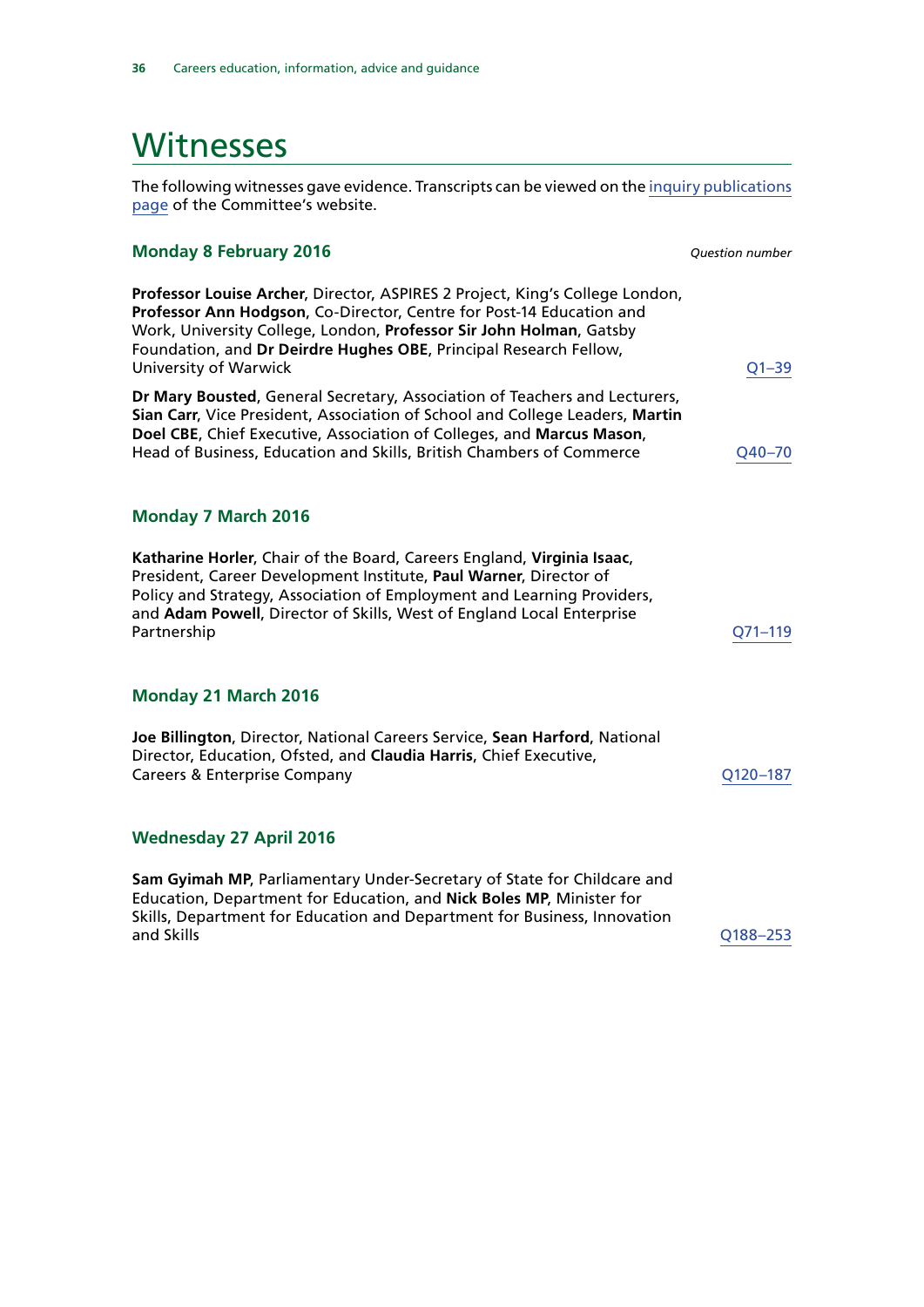# Witnesses

The following witnesses gave evidence. Transcripts can be viewed on the inquiry publications page of the Committee's website.

### Monday 8 February 2016

*Question number*

**Professor Louise Archer**, Director, ASPIRES 2 Project, King's College London, **Professor Ann Hodgson**, Co-Director, Centre for Post-14 Education and Work, University College, London, **Professor Sir John Holman**, Gatsby Foundation, and **Dr Deirdre Hughes OBE**, Principal Research Fellow, University of Warwick — Q1–39

**Dr Mary Bousted**, General Secretary, Association of Teachers and Lecturers, **Sian Carr**, Vice President, Association of School and College Leaders, **Martin Doel CBE**, Chief Executive, Association of Colleges, and **Marcus Mason**, Head of Business, Education and Skills, British Chambers of Commerce — Q40–70

### Monday 7 March 2016

**Katharine Horler**, Chair of the Board, Careers England, **Virginia Isaac**, President, Career Development Institute, **Paul Warner**, Director of Policy and Strategy, Association of Employment and Learning Providers, and **Adam Powell**, Director of Skills, West of England Local Enterprise Partnership — Q71–119

### Monday 21 March 2016

**Joe Billington**, Director, National Careers Service, **Sean Harford**, National Director, Education, Ofsted, and **Claudia Harris**, Chief Executive, Careers & Enterprise Company — Q120–187

### Wednesday 27 April 2016

**Sam Gyimah MP**, Parliamentary Under-Secretary of State for Childcare and Education, Department for Education, and **Nick Boles MP**, Minister for Skills, Department for Education and Department for Business, Innovation and Skills — Q188–253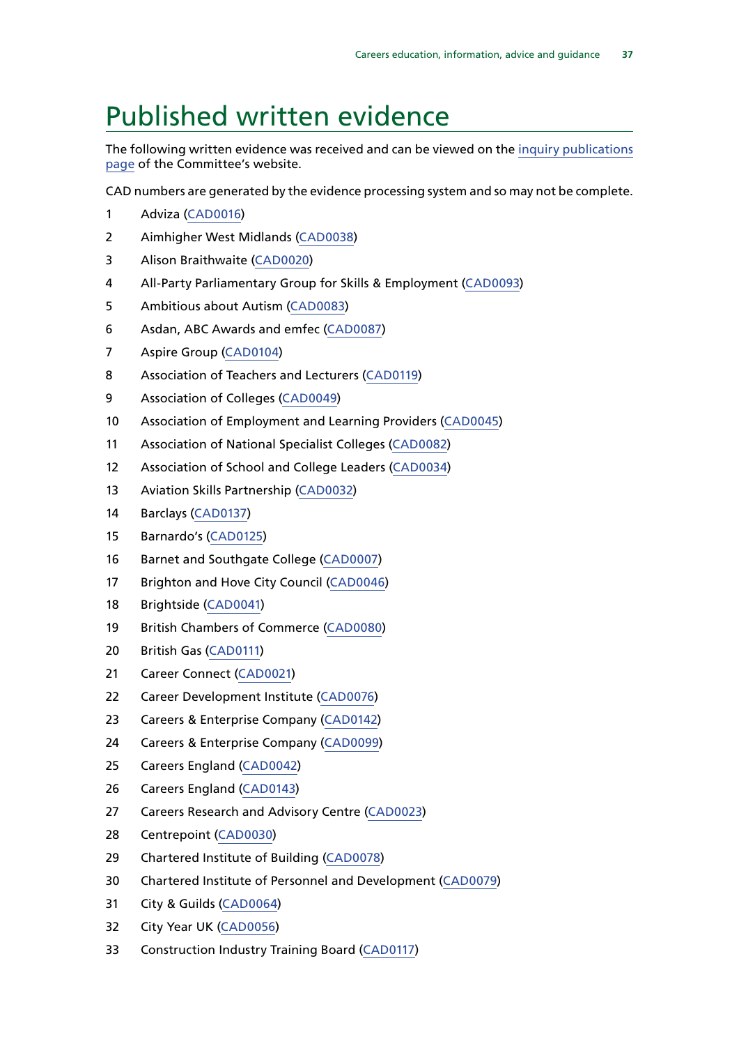# Published written evidence

The following written evidence was received and can be viewed on the inquiry publications page of the Committee's website.

CAD numbers are generated by the evidence processing system and so may not be complete.

1 Adviza (CAD0016)

2 Aimhigher West Midlands (CAD0038)

3 Alison Braithwaite (CAD0020)

4 All-Party Parliamentary Group for Skills & Employment (CAD0093)

5 Ambitious about Autism (CAD0083)

6 Asdan, ABC Awards and emfec (CAD0087)

7 Aspire Group (CAD0104)

8 Association of Teachers and Lecturers (CAD0119)

9 Association of Colleges (CAD0049)

10 Association of Employment and Learning Providers (CAD0045)

11 Association of National Specialist Colleges (CAD0082)

12 Association of School and College Leaders (CAD0034)

13 Aviation Skills Partnership (CAD0032)

14 Barclays (CAD0137)

15 Barnardo's (CAD0125)

16 Barnet and Southgate College (CAD0007)

17 Brighton and Hove City Council (CAD0046)

18 Brightside (CAD0041)

19 British Chambers of Commerce (CAD0080)

20 British Gas (CAD0111)

21 Career Connect (CAD0021)

22 Career Development Institute (CAD0076)

23 Careers & Enterprise Company (CAD0142)

24 Careers & Enterprise Company (CAD0099)

25 Careers England (CAD0042)

26 Careers England (CAD0143)

27 Careers Research and Advisory Centre (CAD0023)

28 Centrepoint (CAD0030)

29 Chartered Institute of Building (CAD0078)

30 Chartered Institute of Personnel and Development (CAD0079)

31 City & Guilds (CAD0064)

32 City Year UK (CAD0056)

33 Construction Industry Training Board (CAD0117)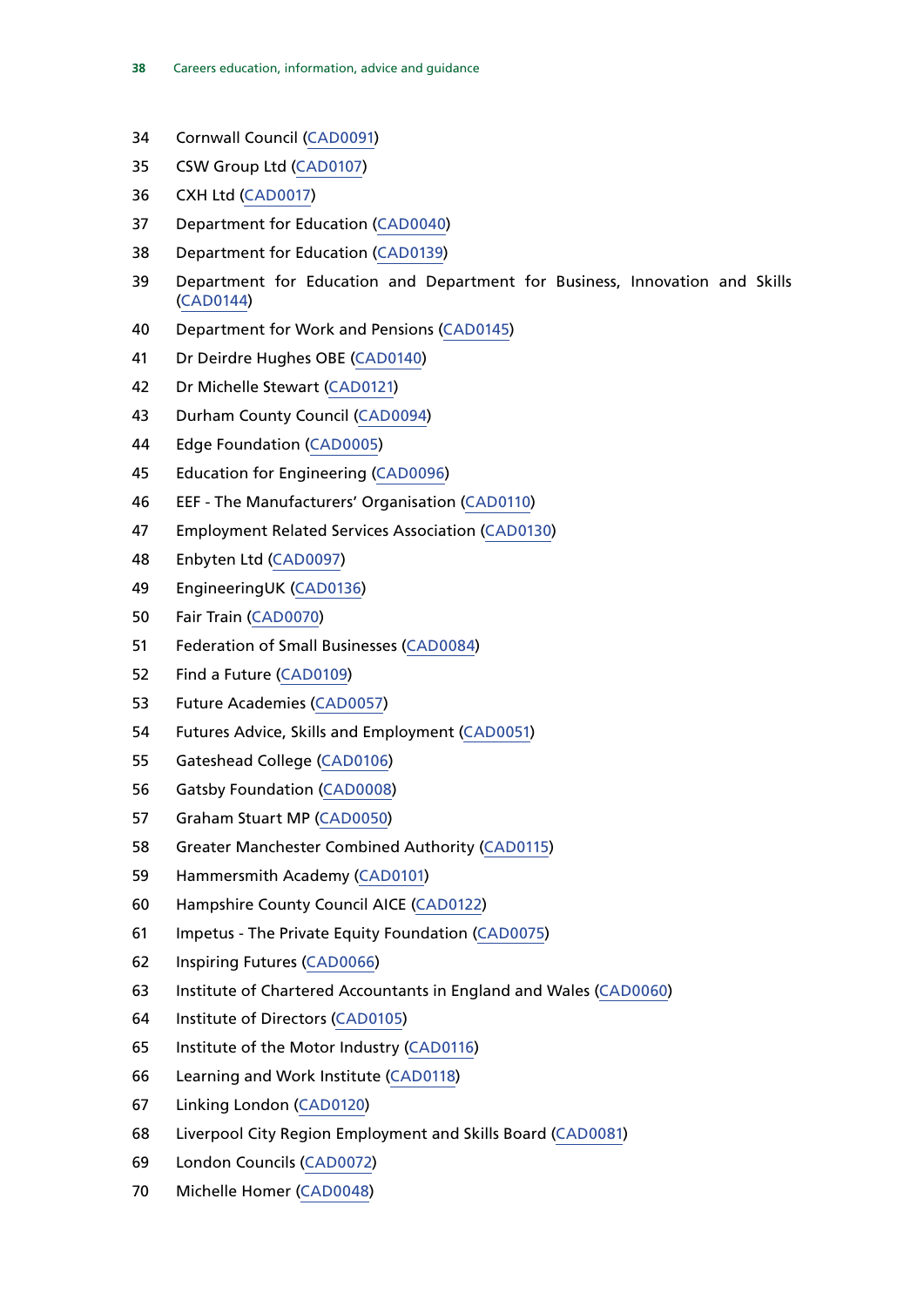34 Cornwall Council (CAD0091)

35 CSW Group Ltd (CAD0107)

36 CXH Ltd (CAD0017)

37 Department for Education (CAD0040)

38 Department for Education (CAD0139)

39 Department for Education and Department for Business, Innovation and Skills (CAD0144)

40 Department for Work and Pensions (CAD0145)

41 Dr Deirdre Hughes OBE (CAD0140)

42 Dr Michelle Stewart (CAD0121)

43 Durham County Council (CAD0094)

44 Edge Foundation (CAD0005)

45 Education for Engineering (CAD0096)

46 EEF - The Manufacturers' Organisation (CAD0110)

47 Employment Related Services Association (CAD0130)

48 Enbyten Ltd (CAD0097)

49 EngineeringUK (CAD0136)

50 Fair Train (CAD0070)

51 Federation of Small Businesses (CAD0084)

52 Find a Future (CAD0109)

53 Future Academies (CAD0057)

54 Futures Advice, Skills and Employment (CAD0051)

55 Gateshead College (CAD0106)

56 Gatsby Foundation (CAD0008)

57 Graham Stuart MP (CAD0050)

58 Greater Manchester Combined Authority (CAD0115)

59 Hammersmith Academy (CAD0101)

60 Hampshire County Council AICE (CAD0122)

61 Impetus - The Private Equity Foundation (CAD0075)

62 Inspiring Futures (CAD0066)

63 Institute of Chartered Accountants in England and Wales (CAD0060)

64 Institute of Directors (CAD0105)

65 Institute of the Motor Industry (CAD0116)

66 Learning and Work Institute (CAD0118)

67 Linking London (CAD0120)

68 Liverpool City Region Employment and Skills Board (CAD0081)

69 London Councils (CAD0072)

70 Michelle Homer (CAD0048)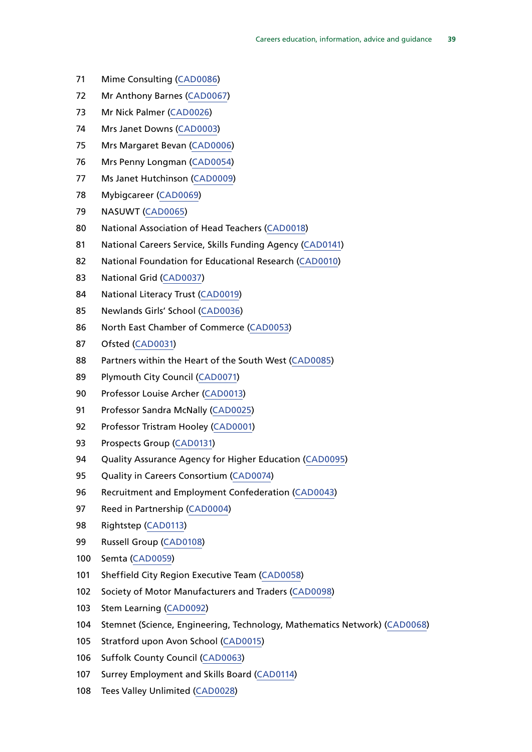71 Mime Consulting (CAD0086)

72 Mr Anthony Barnes (CAD0067)

73 Mr Nick Palmer (CAD0026)

74 Mrs Janet Downs (CAD0003)

75 Mrs Margaret Bevan (CAD0006)

76 Mrs Penny Longman (CAD0054)

77 Ms Janet Hutchinson (CAD0009)

78 Mybigcareer (CAD0069)

79 NASUWT (CAD0065)

80 National Association of Head Teachers (CAD0018)

81 National Careers Service, Skills Funding Agency (CAD0141)

82 National Foundation for Educational Research (CAD0010)

83 National Grid (CAD0037)

84 National Literacy Trust (CAD0019)

85 Newlands Girls' School (CAD0036)

86 North East Chamber of Commerce (CAD0053)

87 Ofsted (CAD0031)

88 Partners within the Heart of the South West (CAD0085)

89 Plymouth City Council (CAD0071)

90 Professor Louise Archer (CAD0013)

91 Professor Sandra McNally (CAD0025)

92 Professor Tristram Hooley (CAD0001)

93 Prospects Group (CAD0131)

94 Quality Assurance Agency for Higher Education (CAD0095)

95 Quality in Careers Consortium (CAD0074)

96 Recruitment and Employment Confederation (CAD0043)

97 Reed in Partnership (CAD0004)

98 Rightstep (CAD0113)

99 Russell Group (CAD0108)

100 Semta (CAD0059)

101 Sheffield City Region Executive Team (CAD0058)

102 Society of Motor Manufacturers and Traders (CAD0098)

103 Stem Learning (CAD0092)

104 Stemnet (Science, Engineering, Technology, Mathematics Network) (CAD0068)

105 Stratford upon Avon School (CAD0015)

106 Suffolk County Council (CAD0063)

107 Surrey Employment and Skills Board (CAD0114)

108 Tees Valley Unlimited (CAD0028)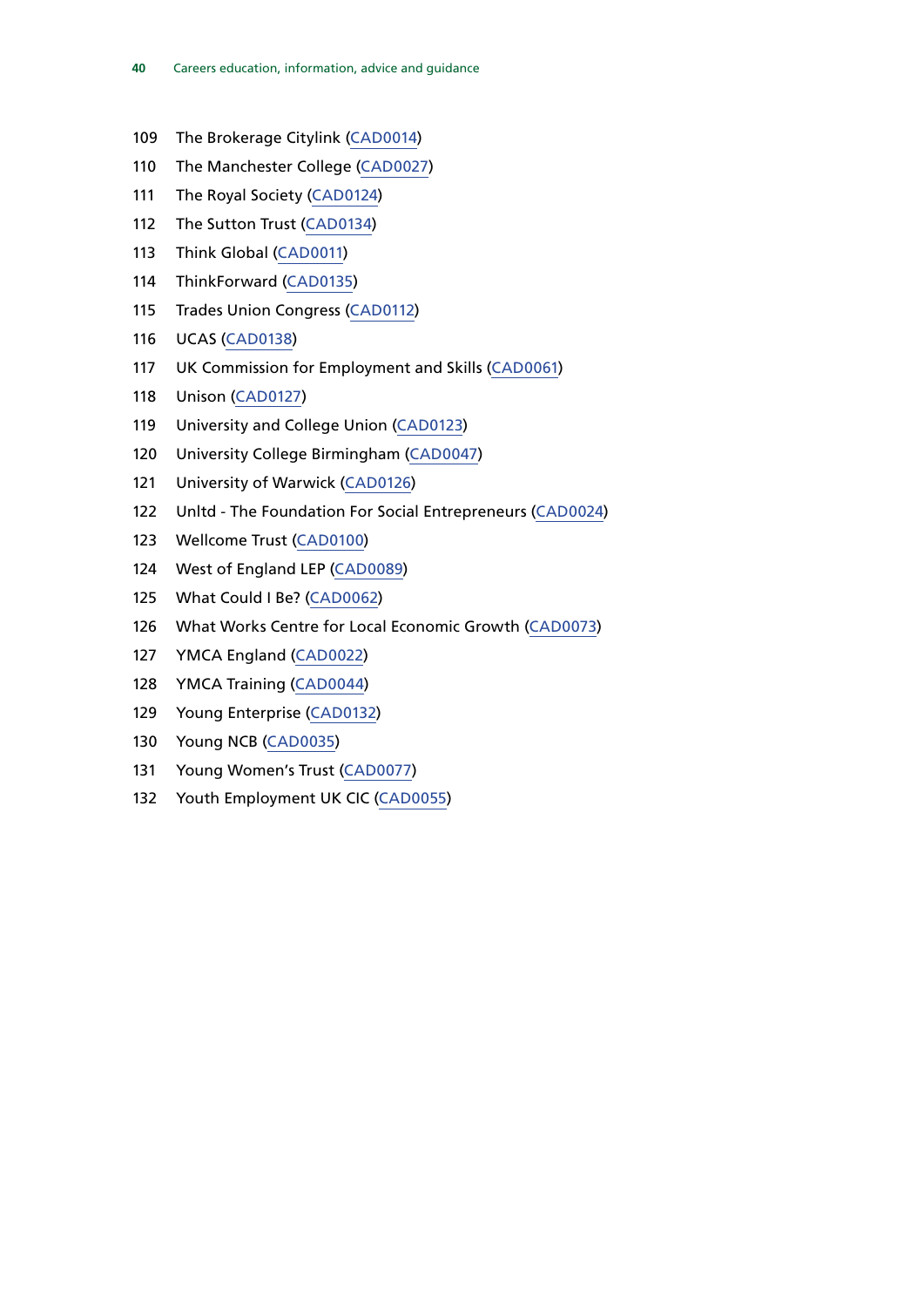109 The Brokerage Citylink (CAD0014)

110 The Manchester College (CAD0027)

111 The Royal Society (CAD0124)

112 The Sutton Trust (CAD0134)

113 Think Global (CAD0011)

114 ThinkForward (CAD0135)

115 Trades Union Congress (CAD0112)

116 UCAS (CAD0138)

117 UK Commission for Employment and Skills (CAD0061)

118 Unison (CAD0127)

119 University and College Union (CAD0123)

120 University College Birmingham (CAD0047)

121 University of Warwick (CAD0126)

122 Unltd - The Foundation For Social Entrepreneurs (CAD0024)

123 Wellcome Trust (CAD0100)

124 West of England LEP (CAD0089)

125 What Could I Be? (CAD0062)

126 What Works Centre for Local Economic Growth (CAD0073)

127 YMCA England (CAD0022)

128 YMCA Training (CAD0044)

129 Young Enterprise (CAD0132)

130 Young NCB (CAD0035)

131 Young Women's Trust (CAD0077)

132 Youth Employment UK CIC (CAD0055)